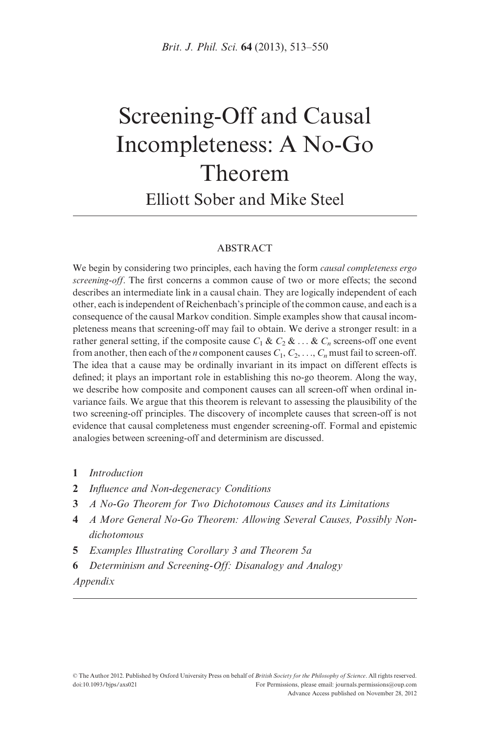# Screening-Off and Causal Incompleteness: A No-Go Theorem

Elliott Sober and Mike Steel

## ABSTRACT

We begin by considering two principles, each having the form *causal completeness ergo screening-off*. The first concerns a common cause of two or more effects; the second describes an intermediate link in a causal chain. They are logically independent of each other, each is independent of Reichenbach's principle of the common cause, and each is a consequence of the causal Markov condition. Simple examples show that causal incompleteness means that screening-off may fail to obtain. We derive a stronger result: in a rather general setting, if the composite cause $C_1$ & $C_2$ & ... & $C_n$ screens-off one event from another, then each of the $n$ component causes $C_1, C_2, \ldots, C_n$ must fail to screen-off. The idea that a cause may be ordinally invariant in its impact on different effects is defined; it plays an important role in establishing this no-go theorem. Along the way, we describe how composite and component causes can all screen-off when ordinal invariance fails. We argue that this theorem is relevant to assessing the plausibility of the two screening-off principles. The discovery of incomplete causes that screen-off is not evidence that causal completeness must engender screening-off. Formal and epistemic analogies between screening-off and determinism are discussed.

1. *Introduction*
2. *Influence and Non-degeneracy Conditions*
3. *A No-Go Theorem for Two Dichotomous Causes and its Limitations*
4. *A More General No-Go Theorem: Allowing Several Causes, Possibly Non-dichotomous*
5. *Examples Illustrating Corollary 3 and Theorem 5a*
6. *Determinism and Screening-Off: Disanalogy and Analogy*

*Appendix*

© The Author 2012. Published by Oxford University Press on behalf of *British Society for the Philosophy of Science*. All rights reserved.
doi:10.1093/bjps/axs021 For Permissions, please email: journals.permissions@oup.com
Advance Access published on November 28, 2012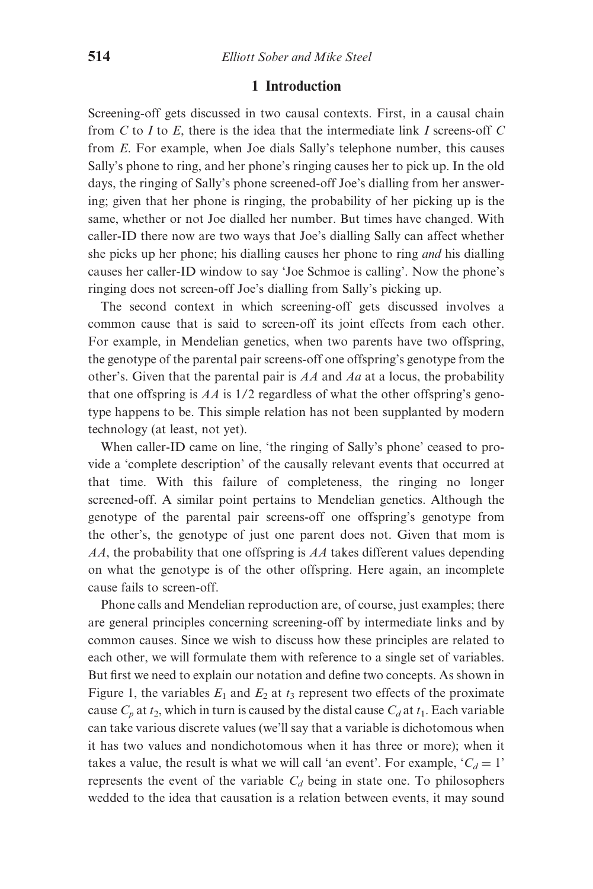## 1 Introduction

Screening-off gets discussed in two causal contexts. First, in a causal chain from $C$ to $I$ to $E$, there is the idea that the intermediate link $I$ screens-off $C$ from $E$. For example, when Joe dials Sally's telephone number, this causes Sally's phone to ring, and her phone's ringing causes her to pick up. In the old days, the ringing of Sally's phone screened-off Joe's dialling from her answering; given that her phone is ringing, the probability of her picking up is the same, whether or not Joe dialled her number. But times have changed. With caller-ID there now are two ways that Joe's dialling Sally can affect whether she picks up her phone; his dialling causes her phone to ring *and* his dialling causes her caller-ID window to say 'Joe Schmoe is calling'. Now the phone's ringing does not screen-off Joe's dialling from Sally's picking up.

The second context in which screening-off gets discussed involves a common cause that is said to screen-off its joint effects from each other. For example, in Mendelian genetics, when two parents have two offspring, the genotype of the parental pair screens-off one offspring's genotype from the other's. Given that the parental pair is $AA$ and $Aa$ at a locus, the probability that one offspring is $AA$ is $1/2$ regardless of what the other offspring's genotype happens to be. This simple relation has not been supplanted by modern technology (at least, not yet).

When caller-ID came on line, 'the ringing of Sally's phone' ceased to provide a 'complete description' of the causally relevant events that occurred at that time. With this failure of completeness, the ringing no longer screened-off. A similar point pertains to Mendelian genetics. Although the genotype of the parental pair screens-off one offspring's genotype from the other's, the genotype of just one parent does not. Given that mom is $AA$, the probability that one offspring is $AA$ takes different values depending on what the genotype is of the other offspring. Here again, an incomplete cause fails to screen-off.

Phone calls and Mendelian reproduction are, of course, just examples; there are general principles concerning screening-off by intermediate links and by common causes. Since we wish to discuss how these principles are related to each other, we will formulate them with reference to a single set of variables. But first we need to explain our notation and define two concepts. As shown in Figure 1, the variables $E_1$ and $E_2$ at $t_3$ represent two effects of the proximate cause $C_p$ at $t_2$, which in turn is caused by the distal cause $C_d$ at $t_1$. Each variable can take various discrete values (we'll say that a variable is dichotomous when it has two values and nondichotomous when it has three or more); when it takes a value, the result is what we will call 'an event'. For example, '$C_d = 1$' represents the event of the variable $C_d$ being in state one. To philosophers wedded to the idea that causation is a relation between events, it may sound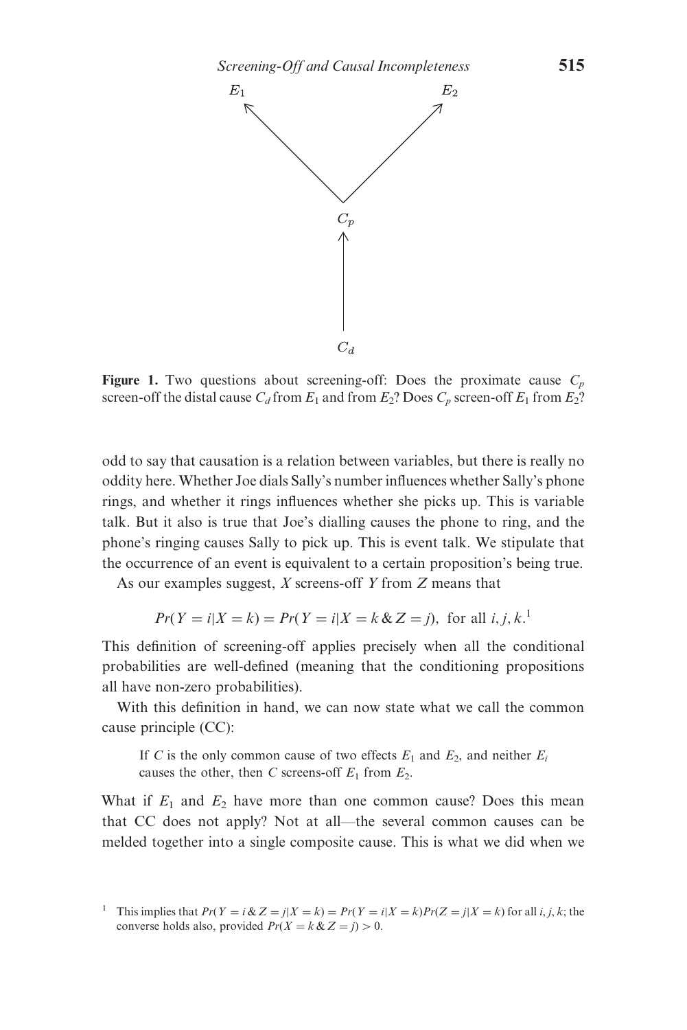**Figure 1.** Two questions about screening-off: Does the proximate cause $C_p$ screen-off the distal cause $C_d$ from $E_1$ and from $E_2$? Does $C_p$ screen-off $E_1$ from $E_2$?

odd to say that causation is a relation between variables, but there is really no oddity here. Whether Joe dials Sally's number influences whether Sally's phone rings, and whether it rings influences whether she picks up. This is variable talk. But it also is true that Joe's dialling causes the phone to ring, and the phone's ringing causes Sally to pick up. This is event talk. We stipulate that the occurrence of an event is equivalent to a certain proposition's being true.

As our examples suggest, $X$ screens-off $Y$ from $Z$ means that

$$Pr(Y = i|X = k) = Pr(Y = i|X = k \,\&\, Z = j), \text{ for all } i, j, k.$$ [1]

This definition of screening-off applies precisely when all the conditional probabilities are well-defined (meaning that the conditioning propositions all have non-zero probabilities).

With this definition in hand, we can now state what we call the common cause principle (CC):

> If $C$ is the only common cause of two effects $E_1$ and $E_2$, and neither $E_i$ causes the other, then $C$ screens-off $E_1$ from $E_2$.

What if $E_1$ and $E_2$ have more than one common cause? Does this mean that CC does not apply? Not at all—the several common causes can be melded together into a single composite cause. This is what we did when we

[1] This implies that $Pr(Y = i \,\&\, Z = j|X = k) = Pr(Y = i|X = k)Pr(Z = j|X = k)$ for all $i, j, k$; the converse holds also, provided $Pr(X = k \,\&\, Z = j) > 0$.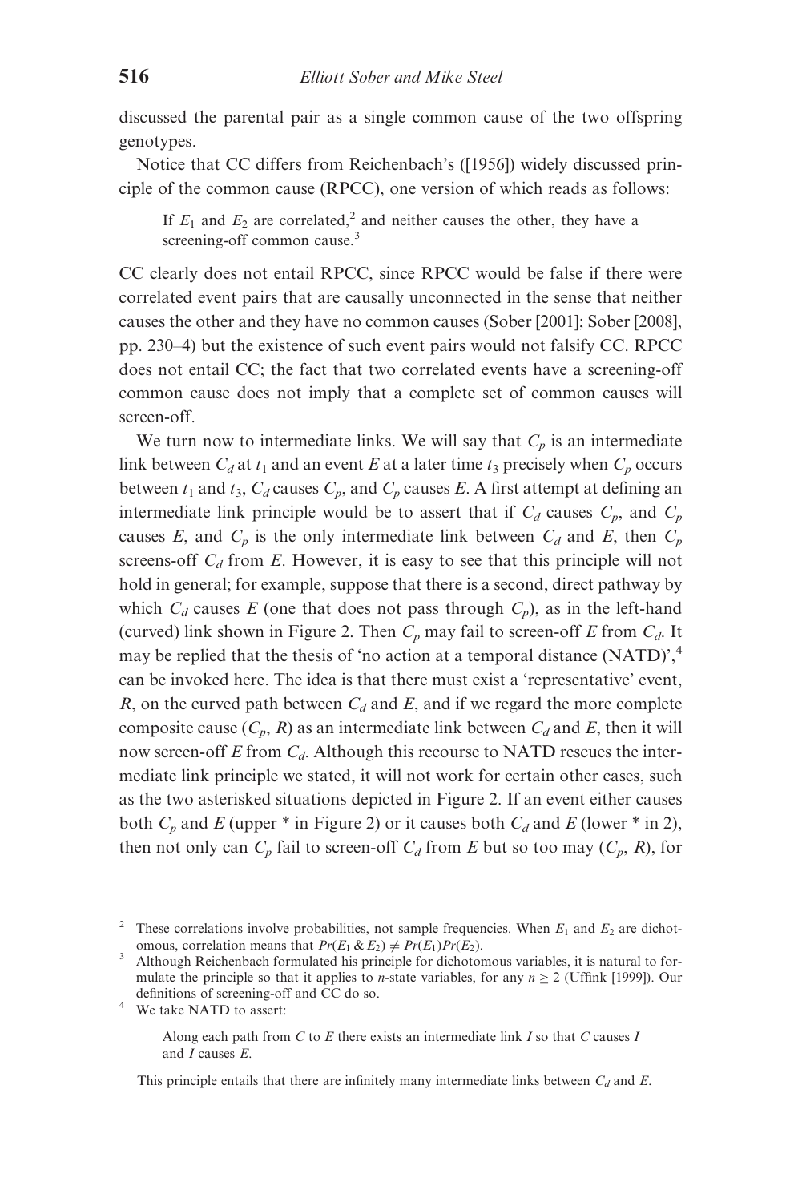discussed the parental pair as a single common cause of the two offspring genotypes.

Notice that CC differs from Reichenbach's ([1956]) widely discussed principle of the common cause (RPCC), one version of which reads as follows:

> If $E_1$ and $E_2$ are correlated,[2] and neither causes the other, they have a screening-off common cause.[3]

CC clearly does not entail RPCC, since RPCC would be false if there were correlated event pairs that are causally unconnected in the sense that neither causes the other and they have no common causes (Sober [2001]; Sober [2008], pp. 230–4) but the existence of such event pairs would not falsify CC. RPCC does not entail CC; the fact that two correlated events have a screening-off common cause does not imply that a complete set of common causes will screen-off.

We turn now to intermediate links. We will say that $C_p$ is an intermediate link between $C_d$ at $t_1$ and an event $E$ at a later time $t_3$ precisely when $C_p$ occurs between $t_1$ and $t_3$, $C_d$ causes $C_p$, and $C_p$ causes $E$. A first attempt at defining an intermediate link principle would be to assert that if $C_d$ causes $C_p$, and $C_p$ causes $E$, and $C_p$ is the only intermediate link between $C_d$ and $E$, then $C_p$ screens-off $C_d$ from $E$. However, it is easy to see that this principle will not hold in general; for example, suppose that there is a second, direct pathway by which $C_d$ causes $E$ (one that does not pass through $C_p$), as in the left-hand (curved) link shown in Figure 2. Then $C_p$ may fail to screen-off $E$ from $C_d$. It may be replied that the thesis of 'no action at a temporal distance (NATD)',[4] can be invoked here. The idea is that there must exist a 'representative' event, $R$, on the curved path between $C_d$ and $E$, and if we regard the more complete composite cause ($C_p$, $R$) as an intermediate link between $C_d$ and $E$, then it will now screen-off $E$ from $C_d$. Although this recourse to NATD rescues the intermediate link principle we stated, it will not work for certain other cases, such as the two asterisked situations depicted in Figure 2. If an event either causes both $C_p$ and $E$ (upper * in Figure 2) or it causes both $C_d$ and $E$ (lower * in 2), then not only can $C_p$ fail to screen-off $C_d$ from $E$ but so too may ($C_p$, $R$), for

---

[2] These correlations involve probabilities, not sample frequencies. When $E_1$ and $E_2$ are dichotomous, correlation means that $Pr(E_1 \& E_2) \neq Pr(E_1)Pr(E_2)$.

[3] Although Reichenbach formulated his principle for dichotomous variables, it is natural to formulate the principle so that it applies to $n$-state variables, for any $n \geq 2$ (Uffink [1999]). Our definitions of screening-off and CC do so.

[4] We take NATD to assert:

> Along each path from $C$ to $E$ there exists an intermediate link $I$ so that $C$ causes $I$ and $I$ causes $E$.

This principle entails that there are infinitely many intermediate links between $C_d$ and $E$.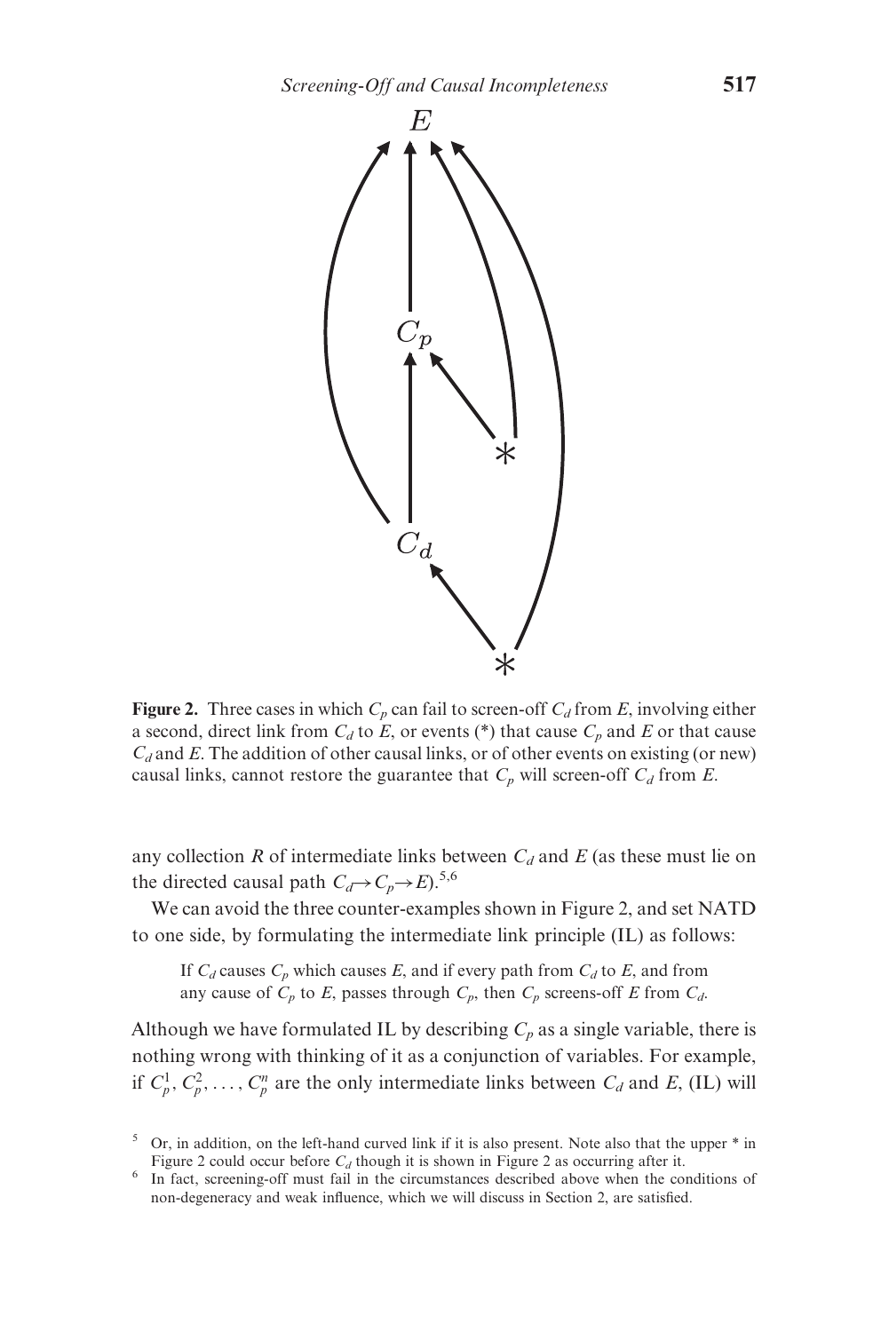**Figure 2.** Three cases in which $C_p$ can fail to screen-off $C_d$ from $E$, involving either a second, direct link from $C_d$ to $E$, or events (*) that cause $C_p$ and $E$ or that cause $C_d$ and $E$. The addition of other causal links, or of other events on existing (or new) causal links, cannot restore the guarantee that $C_p$ will screen-off $C_d$ from $E$.

any collection $R$ of intermediate links between $C_d$ and $E$ (as these must lie on the directed causal path $C_d \rightarrow C_p \rightarrow E$).[5,6]

We can avoid the three counter-examples shown in Figure 2, and set NATD to one side, by formulating the intermediate link principle (IL) as follows:

> If $C_d$ causes $C_p$ which causes $E$, and if every path from $C_d$ to $E$, and from any cause of $C_p$ to $E$, passes through $C_p$, then $C_p$ screens-off $E$ from $C_d$.

Although we have formulated IL by describing $C_p$ as a single variable, there is nothing wrong with thinking of it as a conjunction of variables. For example, if $C_p^1, C_p^2, \ldots, C_p^n$ are the only intermediate links between $C_d$ and $E$, (IL) will

[5] Or, in addition, on the left-hand curved link if it is also present. Note also that the upper * in Figure 2 could occur before $C_d$ though it is shown in Figure 2 as occurring after it.

[6] In fact, screening-off must fail in the circumstances described above when the conditions of non-degeneracy and weak influence, which we will discuss in Section 2, are satisfied.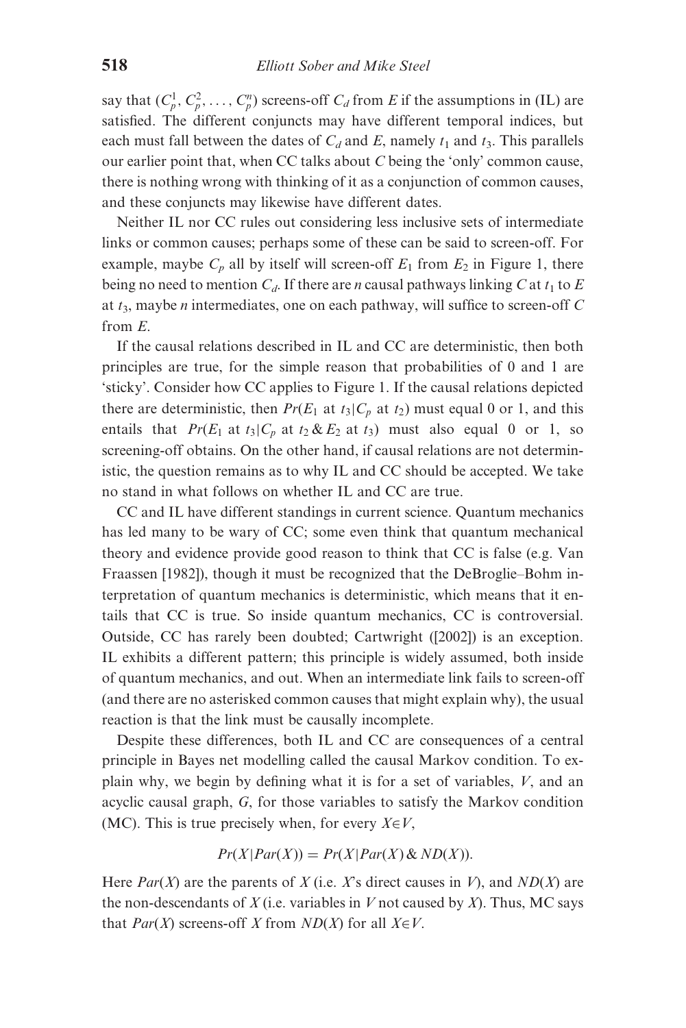say that $(C_p^1, C_p^2, \ldots, C_p^n)$ screens-off $C_d$ from $E$ if the assumptions in (IL) are satisfied. The different conjuncts may have different temporal indices, but each must fall between the dates of $C_d$ and $E$, namely $t_1$ and $t_3$. This parallels our earlier point that, when CC talks about $C$ being the 'only' common cause, there is nothing wrong with thinking of it as a conjunction of common causes, and these conjuncts may likewise have different dates.

Neither IL nor CC rules out considering less inclusive sets of intermediate links or common causes; perhaps some of these can be said to screen-off. For example, maybe $C_p$ all by itself will screen-off $E_1$ from $E_2$ in Figure 1, there being no need to mention $C_d$. If there are $n$ causal pathways linking $C$ at $t_1$ to $E$ at $t_3$, maybe $n$ intermediates, one on each pathway, will suffice to screen-off $C$ from $E$.

If the causal relations described in IL and CC are deterministic, then both principles are true, for the simple reason that probabilities of 0 and 1 are 'sticky'. Consider how CC applies to Figure 1. If the causal relations depicted there are deterministic, then $Pr(E_1 \text{ at } t_3 | C_p \text{ at } t_2)$ must equal 0 or 1, and this entails that $Pr(E_1 \text{ at } t_3 | C_p \text{ at } t_2 \,\&\, E_2 \text{ at } t_3)$ must also equal 0 or 1, so screening-off obtains. On the other hand, if causal relations are not deterministic, the question remains as to why IL and CC should be accepted. We take no stand in what follows on whether IL and CC are true.

CC and IL have different standings in current science. Quantum mechanics has led many to be wary of CC; some even think that quantum mechanical theory and evidence provide good reason to think that CC is false (e.g. Van Fraassen [1982]), though it must be recognized that the DeBroglie–Bohm interpretation of quantum mechanics is deterministic, which means that it entails that CC is true. So inside quantum mechanics, CC is controversial. Outside, CC has rarely been doubted; Cartwright ([2002]) is an exception. IL exhibits a different pattern; this principle is widely assumed, both inside of quantum mechanics, and out. When an intermediate link fails to screen-off (and there are no asterisked common causes that might explain why), the usual reaction is that the link must be causally incomplete.

Despite these differences, both IL and CC are consequences of a central principle in Bayes net modelling called the causal Markov condition. To explain why, we begin by defining what it is for a set of variables, $V$, and an acyclic causal graph, $G$, for those variables to satisfy the Markov condition (MC). This is true precisely when, for every $X \in V$,

$$Pr(X | Par(X)) = Pr(X | Par(X) \,\&\, ND(X)).$$

Here $Par(X)$ are the parents of $X$ (i.e. $X$'s direct causes in $V$), and $ND(X)$ are the non-descendants of $X$ (i.e. variables in $V$ not caused by $X$). Thus, MC says that $Par(X)$ screens-off $X$ from $ND(X)$ for all $X \in V$.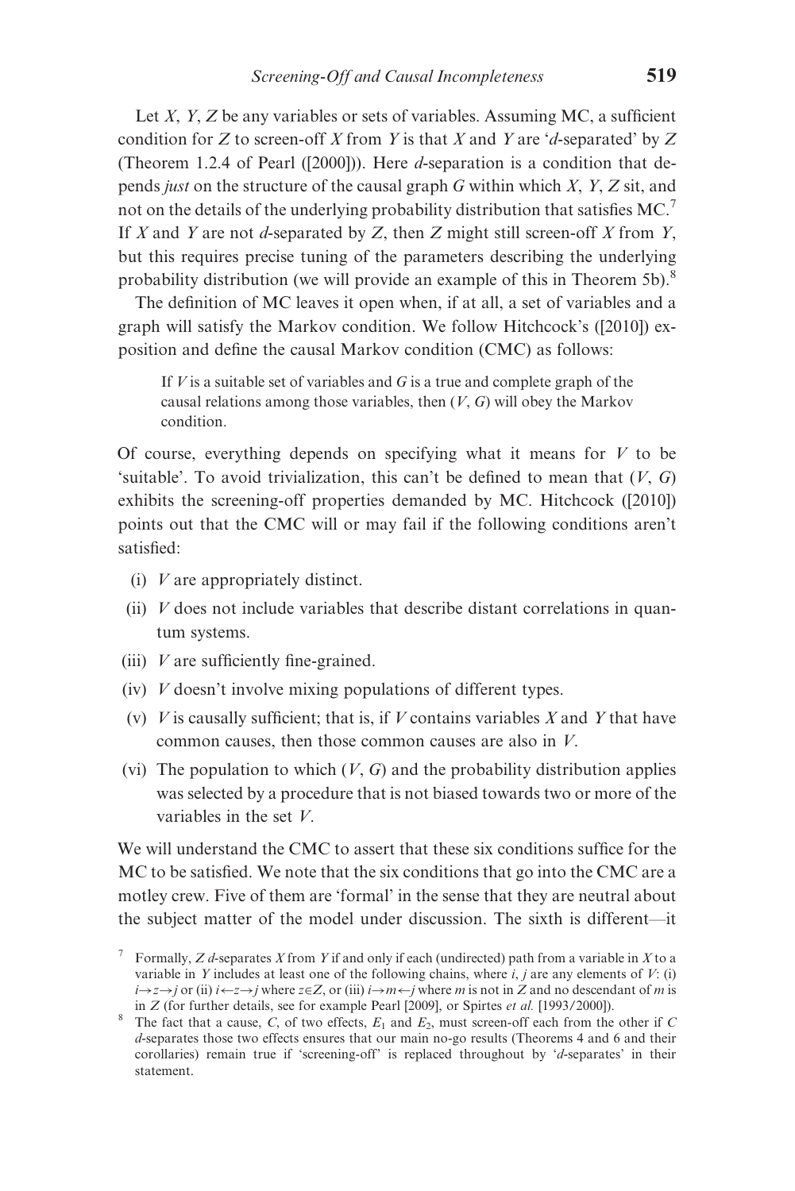Let $X$, $Y$, $Z$ be any variables or sets of variables. Assuming MC, a sufficient condition for $Z$ to screen-off $X$ from $Y$ is that $X$ and $Y$ are '*d*-separated' by $Z$ (Theorem 1.2.4 of Pearl ([2000])). Here *d*-separation is a condition that depends *just* on the structure of the causal graph $G$ within which $X$, $Y$, $Z$ sit, and not on the details of the underlying probability distribution that satisfies MC.[7] If $X$ and $Y$ are not *d*-separated by $Z$, then $Z$ might still screen-off $X$ from $Y$, but this requires precise tuning of the parameters describing the underlying probability distribution (we will provide an example of this in Theorem 5b).[8]

The definition of MC leaves it open when, if at all, a set of variables and a graph will satisfy the Markov condition. We follow Hitchcock's ([2010]) exposition and define the causal Markov condition (CMC) as follows:

> If $V$ is a suitable set of variables and $G$ is a true and complete graph of the causal relations among those variables, then $(V, G)$ will obey the Markov condition.

Of course, everything depends on specifying what it means for $V$ to be 'suitable'. To avoid trivialization, this can't be defined to mean that $(V, G)$ exhibits the screening-off properties demanded by MC. Hitchcock ([2010]) points out that the CMC will or may fail if the following conditions aren't satisfied:

(i) $V$ are appropriately distinct.
(ii) $V$ does not include variables that describe distant correlations in quantum systems.
(iii) $V$ are sufficiently fine-grained.
(iv) $V$ doesn't involve mixing populations of different types.
(v) $V$ is causally sufficient; that is, if $V$ contains variables $X$ and $Y$ that have common causes, then those common causes are also in $V$.
(vi) The population to which $(V, G)$ and the probability distribution applies was selected by a procedure that is not biased towards two or more of the variables in the set $V$.

We will understand the CMC to assert that these six conditions suffice for the MC to be satisfied. We note that the six conditions that go into the CMC are a motley crew. Five of them are 'formal' in the sense that they are neutral about the subject matter of the model under discussion. The sixth is different—it

---

[7] Formally, $Z$ *d*-separates $X$ from $Y$ if and only if each (undirected) path from a variable in $X$ to a variable in $Y$ includes at least one of the following chains, where $i$, $j$ are any elements of $V$: (i) $i \rightarrow z \rightarrow j$ or (ii) $i \leftarrow z \rightarrow j$ where $z \in Z$, or (iii) $i \rightarrow m \leftarrow j$ where $m$ is not in $Z$ and no descendant of $m$ is in $Z$ (for further details, see for example Pearl [2009], or Spirtes *et al.* [1993/2000]).

[8] The fact that a cause, $C$, of two effects, $E_1$ and $E_2$, must screen-off each from the other if $C$ *d*-separates those two effects ensures that our main no-go results (Theorems 4 and 6 and their corollaries) remain true if 'screening-off' is replaced throughout by '*d*-separates' in their statement.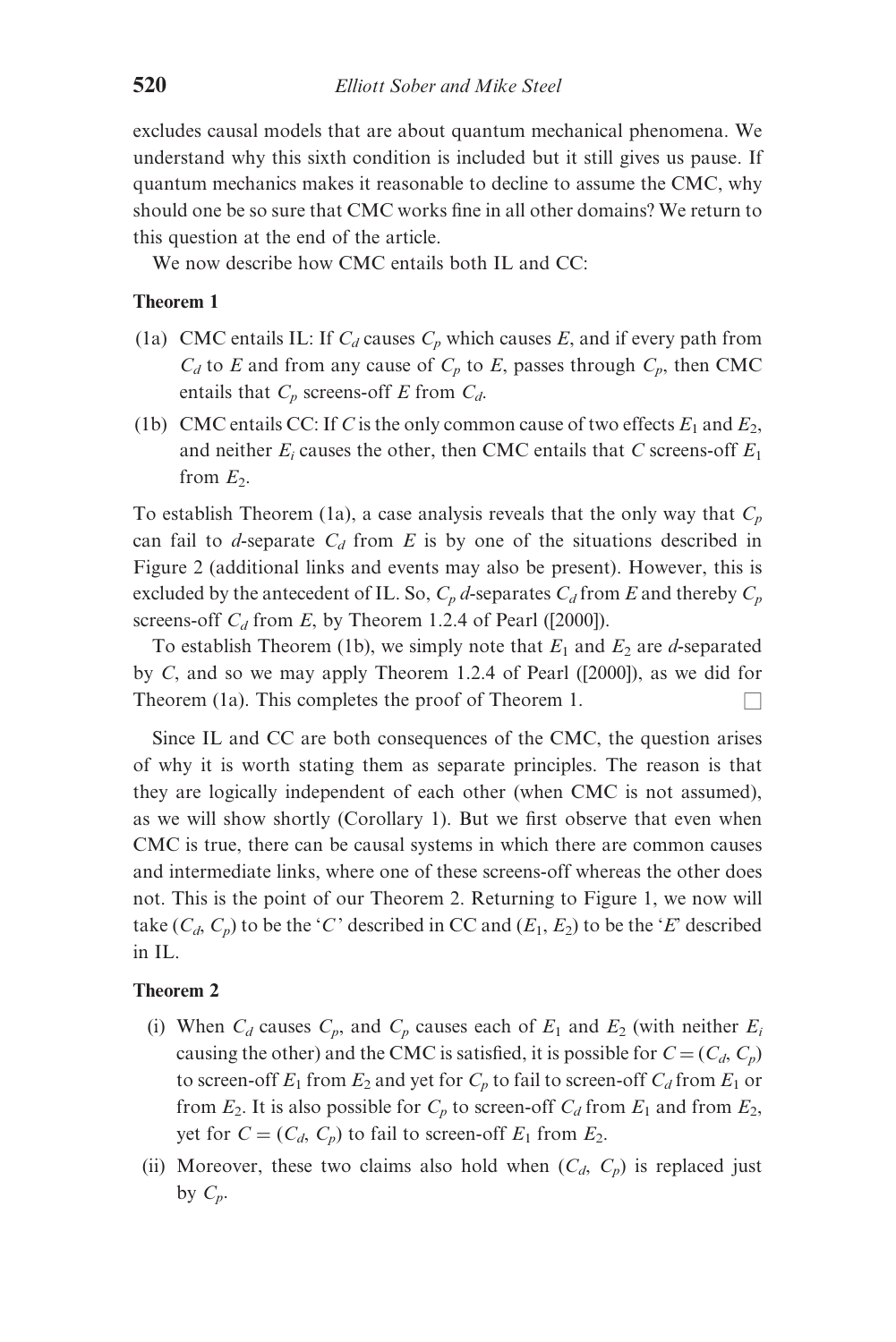excludes causal models that are about quantum mechanical phenomena. We understand why this sixth condition is included but it still gives us pause. If quantum mechanics makes it reasonable to decline to assume the CMC, why should one be so sure that CMC works fine in all other domains? We return to this question at the end of the article.

We now describe how CMC entails both IL and CC:

**Theorem 1**

(1a) CMC entails IL: If $C_d$ causes $C_p$ which causes $E$, and if every path from $C_d$ to $E$ and from any cause of $C_p$ to $E$, passes through $C_p$, then CMC entails that $C_p$ screens-off $E$ from $C_d$.

(1b) CMC entails CC: If $C$ is the only common cause of two effects $E_1$ and $E_2$, and neither $E_i$ causes the other, then CMC entails that $C$ screens-off $E_1$ from $E_2$.

To establish Theorem (1a), a case analysis reveals that the only way that $C_p$ can fail to *d*-separate $C_d$ from $E$ is by one of the situations described in Figure 2 (additional links and events may also be present). However, this is excluded by the antecedent of IL. So, $C_p$ *d*-separates $C_d$ from $E$ and thereby $C_p$ screens-off $C_d$ from $E$, by Theorem 1.2.4 of Pearl ([2000]).

To establish Theorem (1b), we simply note that $E_1$ and $E_2$ are *d*-separated by $C$, and so we may apply Theorem 1.2.4 of Pearl ([2000]), as we did for Theorem (1a). This completes the proof of Theorem 1. □

Since IL and CC are both consequences of the CMC, the question arises of why it is worth stating them as separate principles. The reason is that they are logically independent of each other (when CMC is not assumed), as we will show shortly (Corollary 1). But we first observe that even when CMC is true, there can be causal systems in which there are common causes and intermediate links, where one of these screens-off whereas the other does not. This is the point of our Theorem 2. Returning to Figure 1, we now will take $(C_d, C_p)$ to be the '$C$' described in CC and $(E_1, E_2)$ to be the '$E$' described in IL.

**Theorem 2**

(i) When $C_d$ causes $C_p$, and $C_p$ causes each of $E_1$ and $E_2$ (with neither $E_i$ causing the other) and the CMC is satisfied, it is possible for $C = (C_d, C_p)$ to screen-off $E_1$ from $E_2$ and yet for $C_p$ to fail to screen-off $C_d$ from $E_1$ or from $E_2$. It is also possible for $C_p$ to screen-off $C_d$ from $E_1$ and from $E_2$, yet for $C = (C_d, C_p)$ to fail to screen-off $E_1$ from $E_2$.

(ii) Moreover, these two claims also hold when $(C_d, C_p)$ is replaced just by $C_p$.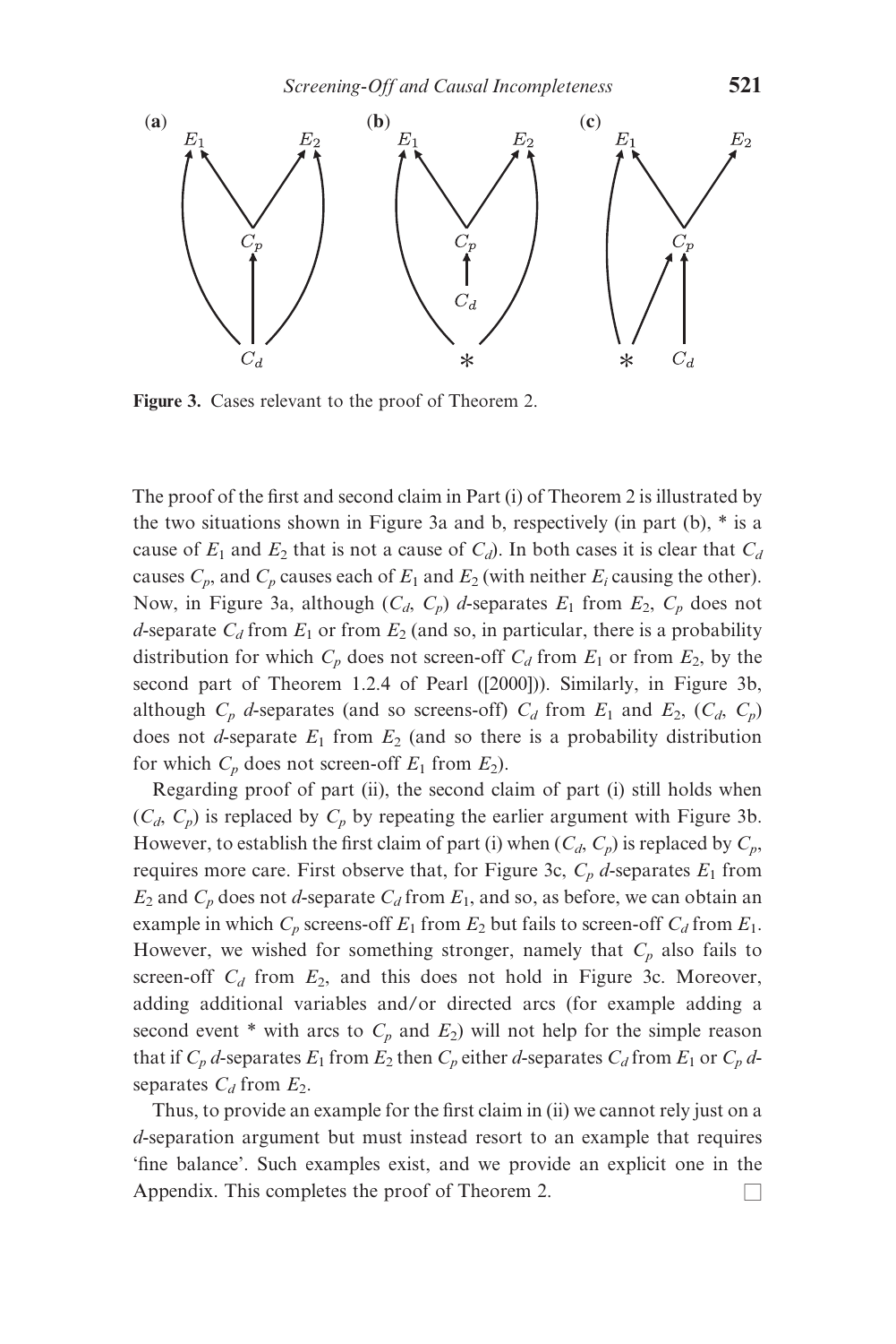Figure 3. Cases relevant to the proof of Theorem 2.

The proof of the first and second claim in Part (i) of Theorem 2 is illustrated by the two situations shown in Figure 3a and b, respectively (in part (b), * is a cause of $E_1$ and $E_2$ that is not a cause of $C_d$). In both cases it is clear that $C_d$ causes $C_p$, and $C_p$ causes each of $E_1$ and $E_2$ (with neither $E_i$ causing the other). Now, in Figure 3a, although $(C_d, C_p)$ *d*-separates $E_1$ from $E_2$, $C_p$ does not *d*-separate $C_d$ from $E_1$ or from $E_2$ (and so, in particular, there is a probability distribution for which $C_p$ does not screen-off $C_d$ from $E_1$ or from $E_2$, by the second part of Theorem 1.2.4 of Pearl ([2000])). Similarly, in Figure 3b, although $C_p$ *d*-separates (and so screens-off) $C_d$ from $E_1$ and $E_2$, $(C_d, C_p)$ does not *d*-separate $E_1$ from $E_2$ (and so there is a probability distribution for which $C_p$ does not screen-off $E_1$ from $E_2$).

Regarding proof of part (ii), the second claim of part (i) still holds when $(C_d, C_p)$ is replaced by $C_p$ by repeating the earlier argument with Figure 3b. However, to establish the first claim of part (i) when $(C_d, C_p)$ is replaced by $C_p$, requires more care. First observe that, for Figure 3c, $C_p$ *d*-separates $E_1$ from $E_2$ and $C_p$ does not *d*-separate $C_d$ from $E_1$, and so, as before, we can obtain an example in which $C_p$ screens-off $E_1$ from $E_2$ but fails to screen-off $C_d$ from $E_1$. However, we wished for something stronger, namely that $C_p$ also fails to screen-off $C_d$ from $E_2$, and this does not hold in Figure 3c. Moreover, adding additional variables and/or directed arcs (for example adding a second event * with arcs to $C_p$ and $E_2$) will not help for the simple reason that if $C_p$ *d*-separates $E_1$ from $E_2$ then $C_p$ either *d*-separates $C_d$ from $E_1$ or $C_p$ *d*-separates $C_d$ from $E_2$.

Thus, to provide an example for the first claim in (ii) we cannot rely just on a *d*-separation argument but must instead resort to an example that requires 'fine balance'. Such examples exist, and we provide an explicit one in the Appendix. This completes the proof of Theorem 2. □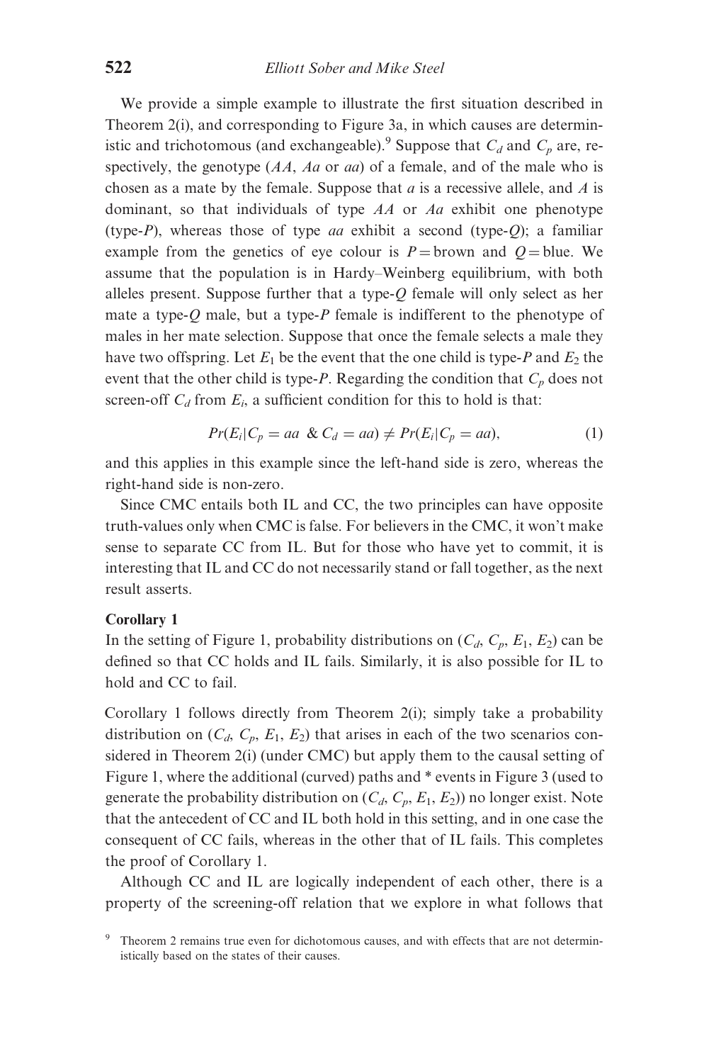We provide a simple example to illustrate the first situation described in Theorem 2(i), and corresponding to Figure 3a, in which causes are deterministic and trichotomous (and exchangeable).[9] Suppose that $C_d$ and $C_p$ are, respectively, the genotype ($AA$, $Aa$ or $aa$) of a female, and of the male who is chosen as a mate by the female. Suppose that $a$ is a recessive allele, and $A$ is dominant, so that individuals of type $AA$ or $Aa$ exhibit one phenotype (type-$P$), whereas those of type $aa$ exhibit a second (type-$Q$); a familiar example from the genetics of eye colour is $P =$ brown and $Q =$ blue. We assume that the population is in Hardy–Weinberg equilibrium, with both alleles present. Suppose further that a type-$Q$ female will only select as her mate a type-$Q$ male, but a type-$P$ female is indifferent to the phenotype of males in her mate selection. Suppose that once the female selects a male they have two offspring. Let $E_1$ be the event that the one child is type-$P$ and $E_2$ the event that the other child is type-$P$. Regarding the condition that $C_p$ does not screen-off $C_d$ from $E_i$, a sufficient condition for this to hold is that:

$$Pr(E_i | C_p = aa \ \& \ C_d = aa) \neq Pr(E_i | C_p = aa), \tag{1}$$

and this applies in this example since the left-hand side is zero, whereas the right-hand side is non-zero.

Since CMC entails both IL and CC, the two principles can have opposite truth-values only when CMC is false. For believers in the CMC, it won't make sense to separate CC from IL. But for those who have yet to commit, it is interesting that IL and CC do not necessarily stand or fall together, as the next result asserts.

**Corollary 1**
In the setting of Figure 1, probability distributions on ($C_d$, $C_p$, $E_1$, $E_2$) can be defined so that CC holds and IL fails. Similarly, it is also possible for IL to hold and CC to fail.

Corollary 1 follows directly from Theorem 2(i); simply take a probability distribution on ($C_d$, $C_p$, $E_1$, $E_2$) that arises in each of the two scenarios considered in Theorem 2(i) (under CMC) but apply them to the causal setting of Figure 1, where the additional (curved) paths and * events in Figure 3 (used to generate the probability distribution on ($C_d$, $C_p$, $E_1$, $E_2$)) no longer exist. Note that the antecedent of CC and IL both hold in this setting, and in one case the consequent of CC fails, whereas in the other that of IL fails. This completes the proof of Corollary 1.

Although CC and IL are logically independent of each other, there is a property of the screening-off relation that we explore in what follows that

[9] Theorem 2 remains true even for dichotomous causes, and with effects that are not deterministically based on the states of their causes.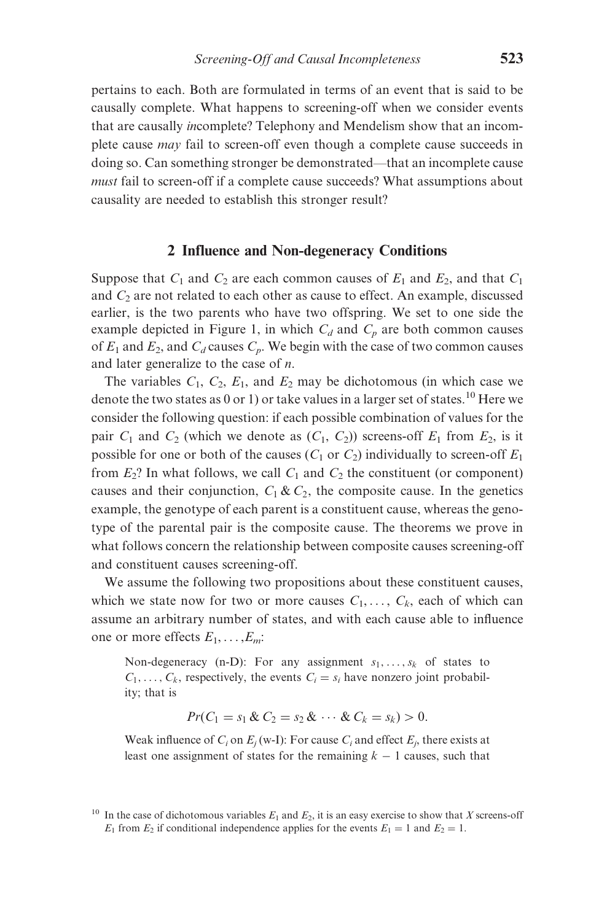pertains to each. Both are formulated in terms of an event that is said to be causally complete. What happens to screening-off when we consider events that are causally *in*complete? Telephony and Mendelism show that an incomplete cause *may* fail to screen-off even though a complete cause succeeds in doing so. Can something stronger be demonstrated—that an incomplete cause *must* fail to screen-off if a complete cause succeeds? What assumptions about causality are needed to establish this stronger result?

## 2 Influence and Non-degeneracy Conditions

Suppose that $C_1$ and $C_2$ are each common causes of $E_1$ and $E_2$, and that $C_1$ and $C_2$ are not related to each other as cause to effect. An example, discussed earlier, is the two parents who have two offspring. We set to one side the example depicted in Figure 1, in which $C_d$ and $C_p$ are both common causes of $E_1$ and $E_2$, and $C_d$ causes $C_p$. We begin with the case of two common causes and later generalize to the case of $n$.

The variables $C_1$, $C_2$, $E_1$, and $E_2$ may be dichotomous (in which case we denote the two states as 0 or 1) or take values in a larger set of states.[10] Here we consider the following question: if each possible combination of values for the pair $C_1$ and $C_2$ (which we denote as $(C_1, C_2)$) screens-off $E_1$ from $E_2$, is it possible for one or both of the causes ($C_1$ or $C_2$) individually to screen-off $E_1$ from $E_2$? In what follows, we call $C_1$ and $C_2$ the constituent (or component) causes and their conjunction, $C_1 \,\&\, C_2$, the composite cause. In the genetics example, the genotype of each parent is a constituent cause, whereas the genotype of the parental pair is the composite cause. The theorems we prove in what follows concern the relationship between composite causes screening-off and constituent causes screening-off.

We assume the following two propositions about these constituent causes, which we state now for two or more causes $C_1, \ldots, C_k$, each of which can assume an arbitrary number of states, and with each cause able to influence one or more effects $E_1, \ldots, E_m$:

> Non-degeneracy (n-D): For any assignment $s_1, \ldots, s_k$ of states to $C_1, \ldots, C_k$, respectively, the events $C_i = s_i$ have nonzero joint probability; that is
>
> $$Pr(C_1 = s_1 \,\&\, C_2 = s_2 \,\&\, \cdots \,\&\, C_k = s_k) > 0.$$
>
> Weak influence of $C_i$ on $E_j$ (w-I): For cause $C_i$ and effect $E_j$, there exists at least one assignment of states for the remaining $k - 1$ causes, such that

[10] In the case of dichotomous variables $E_1$ and $E_2$, it is an easy exercise to show that $X$ screens-off $E_1$ from $E_2$ if conditional independence applies for the events $E_1 = 1$ and $E_2 = 1$.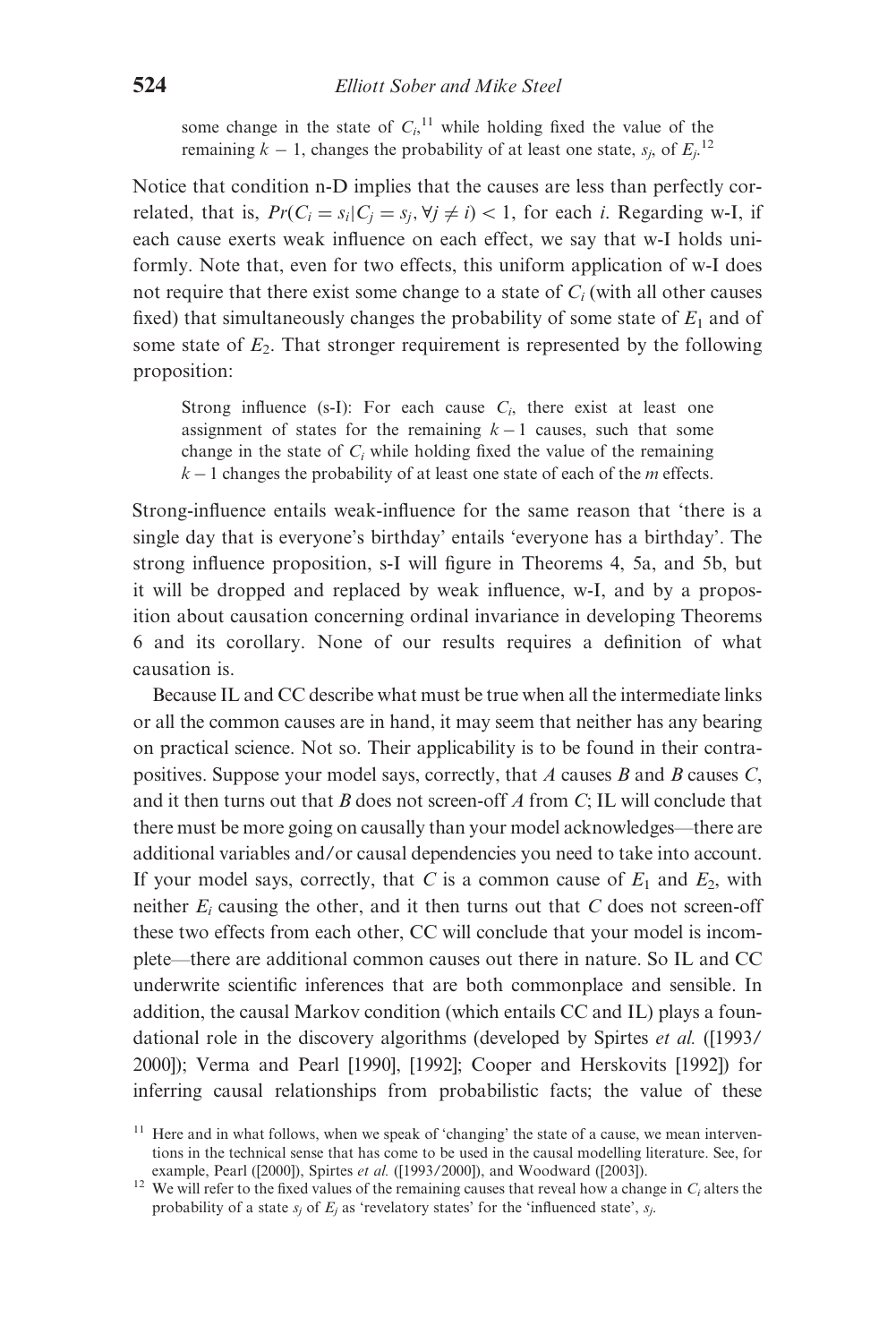some change in the state of $C_i$,[11] while holding fixed the value of the remaining $k-1$, changes the probability of at least one state, $s_j$, of $E_j$.[12]

Notice that condition n-D implies that the causes are less than perfectly correlated, that is, $Pr(C_i = s_i | C_j = s_j, \forall j \neq i) < 1$, for each $i$. Regarding w-I, if each cause exerts weak influence on each effect, we say that w-I holds uniformly. Note that, even for two effects, this uniform application of w-I does not require that there exist some change to a state of $C_i$ (with all other causes fixed) that simultaneously changes the probability of some state of $E_1$ and of some state of $E_2$. That stronger requirement is represented by the following proposition:

> Strong influence (s-I): For each cause $C_i$, there exist at least one assignment of states for the remaining $k-1$ causes, such that some change in the state of $C_i$ while holding fixed the value of the remaining $k-1$ changes the probability of at least one state of each of the $m$ effects.

Strong-influence entails weak-influence for the same reason that 'there is a single day that is everyone's birthday' entails 'everyone has a birthday'. The strong influence proposition, s-I will figure in Theorems 4, 5a, and 5b, but it will be dropped and replaced by weak influence, w-I, and by a proposition about causation concerning ordinal invariance in developing Theorems 6 and its corollary. None of our results requires a definition of what causation is.

Because IL and CC describe what must be true when all the intermediate links or all the common causes are in hand, it may seem that neither has any bearing on practical science. Not so. Their applicability is to be found in their contrapositives. Suppose your model says, correctly, that *A* causes *B* and *B* causes *C*, and it then turns out that *B* does not screen-off *A* from *C*; IL will conclude that there must be more going on causally than your model acknowledges—there are additional variables and/or causal dependencies you need to take into account. If your model says, correctly, that *C* is a common cause of $E_1$ and $E_2$, with neither $E_i$ causing the other, and it then turns out that *C* does not screen-off these two effects from each other, CC will conclude that your model is incomplete—there are additional common causes out there in nature. So IL and CC underwrite scientific inferences that are both commonplace and sensible. In addition, the causal Markov condition (which entails CC and IL) plays a foundational role in the discovery algorithms (developed by Spirtes *et al.* ([1993/2000]); Verma and Pearl [1990], [1992]; Cooper and Herskovits [1992]) for inferring causal relationships from probabilistic facts; the value of these

[11] Here and in what follows, when we speak of 'changing' the state of a cause, we mean interventions in the technical sense that has come to be used in the causal modelling literature. See, for example, Pearl ([2000]), Spirtes *et al.* ([1993/2000]), and Woodward ([2003]).

[12] We will refer to the fixed values of the remaining causes that reveal how a change in $C_i$ alters the probability of a state $s_j$ of $E_j$ as 'revelatory states' for the 'influenced state', $s_j$.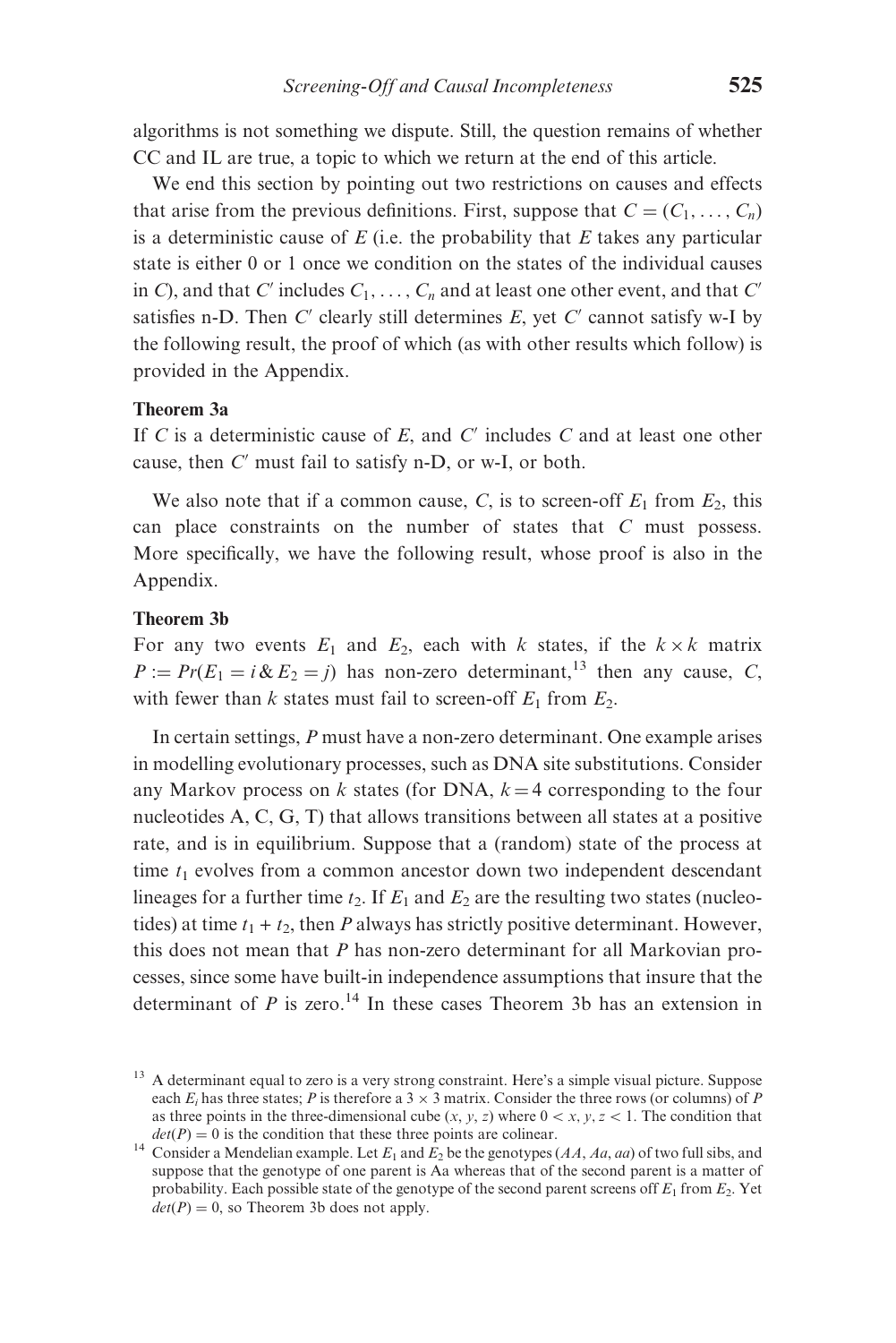algorithms is not something we dispute. Still, the question remains of whether CC and IL are true, a topic to which we return at the end of this article.

We end this section by pointing out two restrictions on causes and effects that arise from the previous definitions. First, suppose that $C = (C_1, \ldots, C_n)$ is a deterministic cause of $E$ (i.e. the probability that $E$ takes any particular state is either 0 or 1 once we condition on the states of the individual causes in $C$), and that $C'$ includes $C_1, \ldots, C_n$ and at least one other event, and that $C'$ satisfies n-D. Then $C'$ clearly still determines $E$, yet $C'$ cannot satisfy w-I by the following result, the proof of which (as with other results which follow) is provided in the Appendix.

**Theorem 3a**

If $C$ is a deterministic cause of $E$, and $C'$ includes $C$ and at least one other cause, then $C'$ must fail to satisfy n-D, or w-I, or both.

We also note that if a common cause, $C$, is to screen-off $E_1$ from $E_2$, this can place constraints on the number of states that $C$ must possess. More specifically, we have the following result, whose proof is also in the Appendix.

**Theorem 3b**

For any two events $E_1$ and $E_2$, each with $k$ states, if the $k \times k$ matrix $P := Pr(E_1 = i \,\&\, E_2 = j)$ has non-zero determinant,[13] then any cause, $C$, with fewer than $k$ states must fail to screen-off $E_1$ from $E_2$.

In certain settings, $P$ must have a non-zero determinant. One example arises in modelling evolutionary processes, such as DNA site substitutions. Consider any Markov process on $k$ states (for DNA, $k = 4$ corresponding to the four nucleotides A, C, G, T) that allows transitions between all states at a positive rate, and is in equilibrium. Suppose that a (random) state of the process at time $t_1$ evolves from a common ancestor down two independent descendant lineages for a further time $t_2$. If $E_1$ and $E_2$ are the resulting two states (nucleotides) at time $t_1 + t_2$, then $P$ always has strictly positive determinant. However, this does not mean that $P$ has non-zero determinant for all Markovian processes, since some have built-in independence assumptions that insure that the determinant of $P$ is zero.[14] In these cases Theorem 3b has an extension in

[13] A determinant equal to zero is a very strong constraint. Here's a simple visual picture. Suppose each $E_i$ has three states; $P$ is therefore a $3 \times 3$ matrix. Consider the three rows (or columns) of $P$ as three points in the three-dimensional cube $(x, y, z)$ where $0 < x, y, z < 1$. The condition that $det(P) = 0$ is the condition that these three points are colinear.

[14] Consider a Mendelian example. Let $E_1$ and $E_2$ be the genotypes ($AA$, $Aa$, $aa$) of two full sibs, and suppose that the genotype of one parent is Aa whereas that of the second parent is a matter of probability. Each possible state of the genotype of the second parent screens off $E_1$ from $E_2$. Yet $det(P) = 0$, so Theorem 3b does not apply.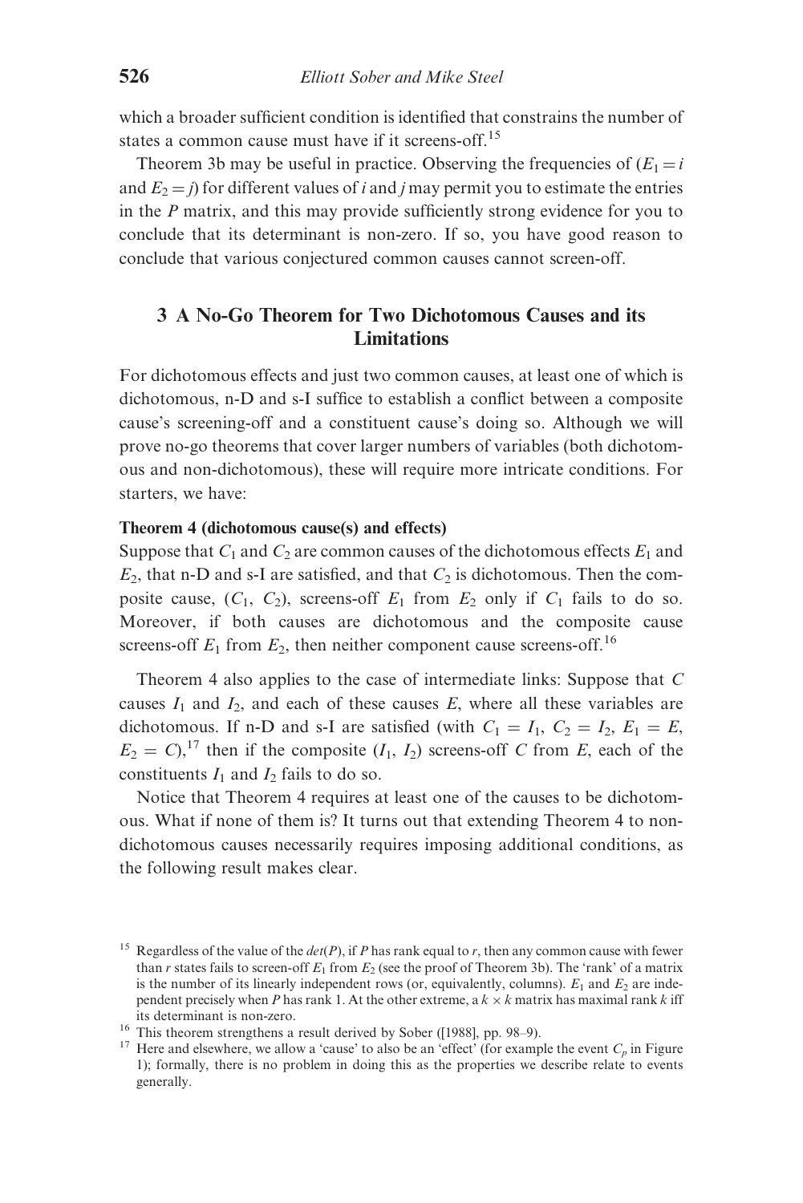which a broader sufficient condition is identified that constrains the number of states a common cause must have if it screens-off.[15]

Theorem 3b may be useful in practice. Observing the frequencies of ($E_1 = i$ and $E_2 = j$) for different values of $i$ and $j$ may permit you to estimate the entries in the $P$ matrix, and this may provide sufficiently strong evidence for you to conclude that its determinant is non-zero. If so, you have good reason to conclude that various conjectured common causes cannot screen-off.

## 3 A No-Go Theorem for Two Dichotomous Causes and its Limitations

For dichotomous effects and just two common causes, at least one of which is dichotomous, n-D and s-I suffice to establish a conflict between a composite cause's screening-off and a constituent cause's doing so. Although we will prove no-go theorems that cover larger numbers of variables (both dichotomous and non-dichotomous), these will require more intricate conditions. For starters, we have:

**Theorem 4 (dichotomous cause(s) and effects)**

Suppose that $C_1$ and $C_2$ are common causes of the dichotomous effects $E_1$ and $E_2$, that n-D and s-I are satisfied, and that $C_2$ is dichotomous. Then the composite cause, ($C_1$, $C_2$), screens-off $E_1$ from $E_2$ only if $C_1$ fails to do so. Moreover, if both causes are dichotomous and the composite cause screens-off $E_1$ from $E_2$, then neither component cause screens-off.[16]

Theorem 4 also applies to the case of intermediate links: Suppose that $C$ causes $I_1$ and $I_2$, and each of these causes $E$, where all these variables are dichotomous. If n-D and s-I are satisfied (with $C_1 = I_1$, $C_2 = I_2$, $E_1 = E$, $E_2 = C$),[17] then if the composite ($I_1$, $I_2$) screens-off $C$ from $E$, each of the constituents $I_1$ and $I_2$ fails to do so.

Notice that Theorem 4 requires at least one of the causes to be dichotomous. What if none of them is? It turns out that extending Theorem 4 to non-dichotomous causes necessarily requires imposing additional conditions, as the following result makes clear.

---

[15] Regardless of the value of the $det(P)$, if $P$ has rank equal to $r$, then any common cause with fewer than $r$ states fails to screen-off $E_1$ from $E_2$ (see the proof of Theorem 3b). The 'rank' of a matrix is the number of its linearly independent rows (or, equivalently, columns). $E_1$ and $E_2$ are independent precisely when $P$ has rank 1. At the other extreme, a $k \times k$ matrix has maximal rank $k$ iff its determinant is non-zero.

[16] This theorem strengthens a result derived by Sober ([1988], pp. 98–9).

[17] Here and elsewhere, we allow a 'cause' to also be an 'effect' (for example the event $C_p$ in Figure 1); formally, there is no problem in doing this as the properties we describe relate to events generally.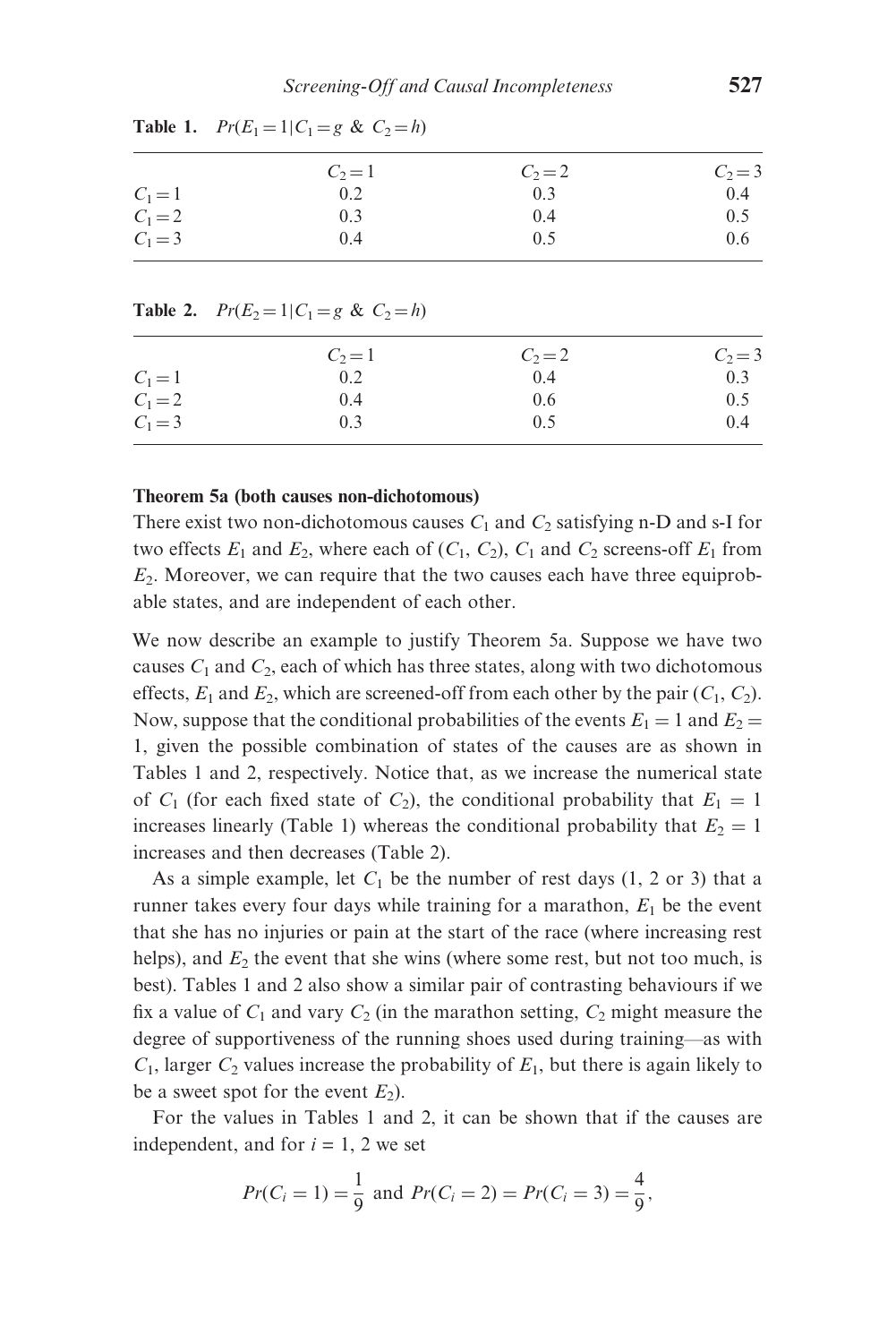**Table 1.** $Pr(E_1 = 1|C_1 = g \ \& \ C_2 = h)$

| | $C_2 = 1$ | $C_2 = 2$ | $C_2 = 3$ |
|---|---|---|---|
| $C_1 = 1$ | 0.2 | 0.3 | 0.4 |
| $C_1 = 2$ | 0.3 | 0.4 | 0.5 |
| $C_1 = 3$ | 0.4 | 0.5 | 0.6 |

**Table 2.** $Pr(E_2 = 1|C_1 = g \ \& \ C_2 = h)$

| | $C_2 = 1$ | $C_2 = 2$ | $C_2 = 3$ |
|---|---|---|---|
| $C_1 = 1$ | 0.2 | 0.4 | 0.3 |
| $C_1 = 2$ | 0.4 | 0.6 | 0.5 |
| $C_1 = 3$ | 0.3 | 0.5 | 0.4 |

**Theorem 5a (both causes non-dichotomous)**

There exist two non-dichotomous causes $C_1$ and $C_2$ satisfying n-D and s-I for two effects $E_1$ and $E_2$, where each of $(C_1, C_2)$, $C_1$ and $C_2$ screens-off $E_1$ from $E_2$. Moreover, we can require that the two causes each have three equiprobable states, and are independent of each other.

We now describe an example to justify Theorem 5a. Suppose we have two causes $C_1$ and $C_2$, each of which has three states, along with two dichotomous effects, $E_1$ and $E_2$, which are screened-off from each other by the pair $(C_1, C_2)$. Now, suppose that the conditional probabilities of the events $E_1 = 1$ and $E_2 = 1$, given the possible combination of states of the causes are as shown in Tables 1 and 2, respectively. Notice that, as we increase the numerical state of $C_1$ (for each fixed state of $C_2$), the conditional probability that $E_1 = 1$ increases linearly (Table 1) whereas the conditional probability that $E_2 = 1$ increases and then decreases (Table 2).

As a simple example, let $C_1$ be the number of rest days (1, 2 or 3) that a runner takes every four days while training for a marathon, $E_1$ be the event that she has no injuries or pain at the start of the race (where increasing rest helps), and $E_2$ the event that she wins (where some rest, but not too much, is best). Tables 1 and 2 also show a similar pair of contrasting behaviours if we fix a value of $C_1$ and vary $C_2$ (in the marathon setting, $C_2$ might measure the degree of supportiveness of the running shoes used during training—as with $C_1$, larger $C_2$ values increase the probability of $E_1$, but there is again likely to be a sweet spot for the event $E_2$).

For the values in Tables 1 and 2, it can be shown that if the causes are independent, and for $i = 1, 2$ we set

$$Pr(C_i = 1) = \frac{1}{9} \text{ and } Pr(C_i = 2) = Pr(C_i = 3) = \frac{4}{9},$$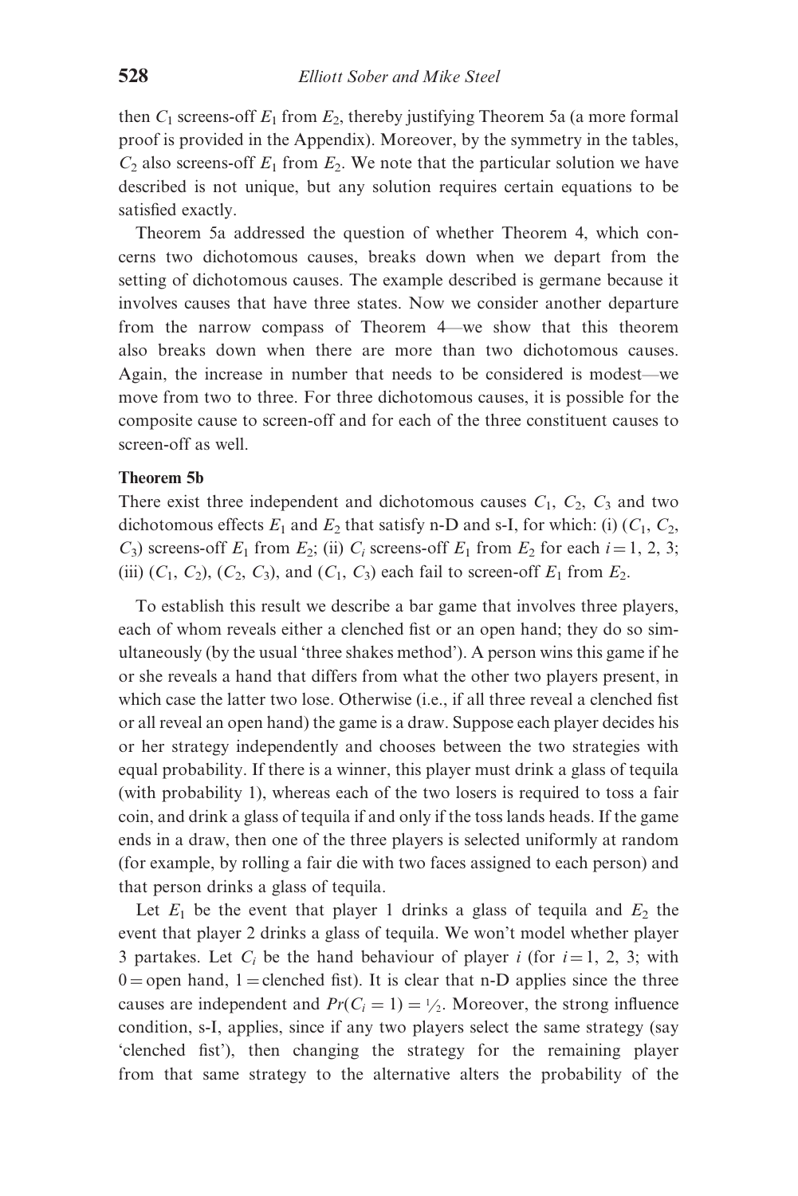then $C_1$ screens-off $E_1$ from $E_2$, thereby justifying Theorem 5a (a more formal proof is provided in the Appendix). Moreover, by the symmetry in the tables, $C_2$ also screens-off $E_1$ from $E_2$. We note that the particular solution we have described is not unique, but any solution requires certain equations to be satisfied exactly.

Theorem 5a addressed the question of whether Theorem 4, which concerns two dichotomous causes, breaks down when we depart from the setting of dichotomous causes. The example described is germane because it involves causes that have three states. Now we consider another departure from the narrow compass of Theorem 4—we show that this theorem also breaks down when there are more than two dichotomous causes. Again, the increase in number that needs to be considered is modest—we move from two to three. For three dichotomous causes, it is possible for the composite cause to screen-off and for each of the three constituent causes to screen-off as well.

**Theorem 5b**

There exist three independent and dichotomous causes $C_1$, $C_2$, $C_3$ and two dichotomous effects $E_1$ and $E_2$ that satisfy n-D and s-I, for which: (i) ($C_1$, $C_2$, $C_3$) screens-off $E_1$ from $E_2$; (ii) $C_i$ screens-off $E_1$ from $E_2$ for each $i = 1, 2, 3$; (iii) ($C_1$, $C_2$), ($C_2$, $C_3$), and ($C_1$, $C_3$) each fail to screen-off $E_1$ from $E_2$.

To establish this result we describe a bar game that involves three players, each of whom reveals either a clenched fist or an open hand; they do so simultaneously (by the usual 'three shakes method'). A person wins this game if he or she reveals a hand that differs from what the other two players present, in which case the latter two lose. Otherwise (i.e., if all three reveal a clenched fist or all reveal an open hand) the game is a draw. Suppose each player decides his or her strategy independently and chooses between the two strategies with equal probability. If there is a winner, this player must drink a glass of tequila (with probability 1), whereas each of the two losers is required to toss a fair coin, and drink a glass of tequila if and only if the toss lands heads. If the game ends in a draw, then one of the three players is selected uniformly at random (for example, by rolling a fair die with two faces assigned to each person) and that person drinks a glass of tequila.

Let $E_1$ be the event that player 1 drinks a glass of tequila and $E_2$ the event that player 2 drinks a glass of tequila. We won't model whether player 3 partakes. Let $C_i$ be the hand behaviour of player $i$ (for $i = 1, 2, 3$; with $0 =$ open hand, $1 =$ clenched fist). It is clear that n-D applies since the three causes are independent and $Pr(C_i = 1) = \frac{1}{2}$. Moreover, the strong influence condition, s-I, applies, since if any two players select the same strategy (say 'clenched fist'), then changing the strategy for the remaining player from that same strategy to the alternative alters the probability of the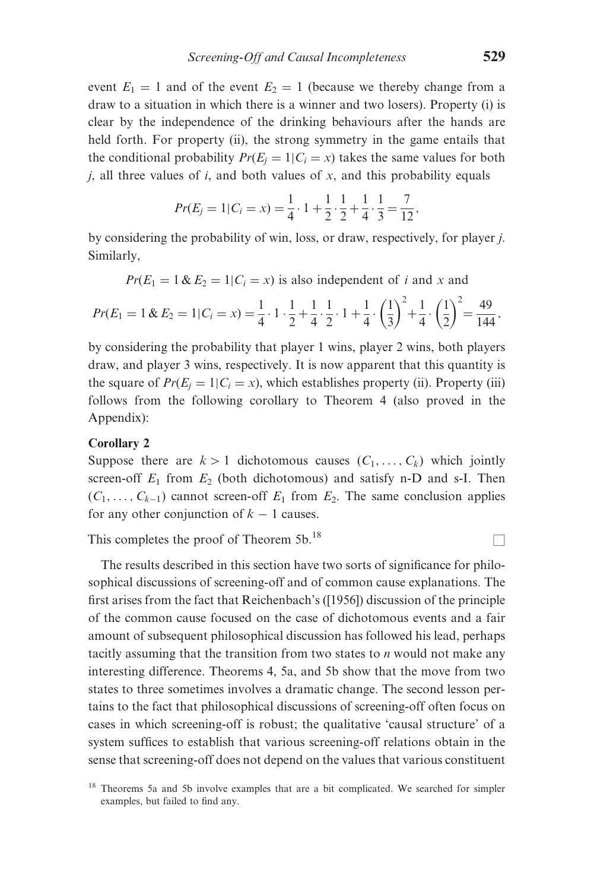event $E_1 = 1$ and of the event $E_2 = 1$ (because we thereby change from a draw to a situation in which there is a winner and two losers). Property (i) is clear by the independence of the drinking behaviours after the hands are held forth. For property (ii), the strong symmetry in the game entails that the conditional probability $Pr(E_j = 1|C_i = x)$ takes the same values for both $j$, all three values of $i$, and both values of $x$, and this probability equals

$$Pr(E_j = 1|C_i = x) = \frac{1}{4}\cdot 1 + \frac{1}{2}\cdot\frac{1}{2} + \frac{1}{4}\cdot\frac{1}{3} = \frac{7}{12},$$

by considering the probability of win, loss, or draw, respectively, for player $j$. Similarly,

$$Pr(E_1 = 1 \,\&\, E_2 = 1|C_i = x) \text{ is also independent of } i \text{ and } x \text{ and}$$

$$Pr(E_1 = 1 \,\&\, E_2 = 1|C_i = x) = \frac{1}{4}\cdot 1\cdot\frac{1}{2} + \frac{1}{4}\cdot\frac{1}{2}\cdot 1 + \frac{1}{4}\cdot\left(\frac{1}{3}\right)^2 + \frac{1}{4}\cdot\left(\frac{1}{2}\right)^2 = \frac{49}{144},$$

by considering the probability that player 1 wins, player 2 wins, both players draw, and player 3 wins, respectively. It is now apparent that this quantity is the square of $Pr(E_j = 1|C_i = x)$, which establishes property (ii). Property (iii) follows from the following corollary to Theorem 4 (also proved in the Appendix):

**Corollary 2**

Suppose there are $k > 1$ dichotomous causes $(C_1, \ldots, C_k)$ which jointly screen-off $E_1$ from $E_2$ (both dichotomous) and satisfy n-D and s-I. Then $(C_1, \ldots, C_{k-1})$ cannot screen-off $E_1$ from $E_2$. The same conclusion applies for any other conjunction of $k - 1$ causes.

This completes the proof of Theorem 5b.[18] □

The results described in this section have two sorts of significance for philosophical discussions of screening-off and of common cause explanations. The first arises from the fact that Reichenbach's ([1956]) discussion of the principle of the common cause focused on the case of dichotomous events and a fair amount of subsequent philosophical discussion has followed his lead, perhaps tacitly assuming that the transition from two states to $n$ would not make any interesting difference. Theorems 4, 5a, and 5b show that the move from two states to three sometimes involves a dramatic change. The second lesson pertains to the fact that philosophical discussions of screening-off often focus on cases in which screening-off is robust; the qualitative 'causal structure' of a system suffices to establish that various screening-off relations obtain in the sense that screening-off does not depend on the values that various constituent

[18] Theorems 5a and 5b involve examples that are a bit complicated. We searched for simpler examples, but failed to find any.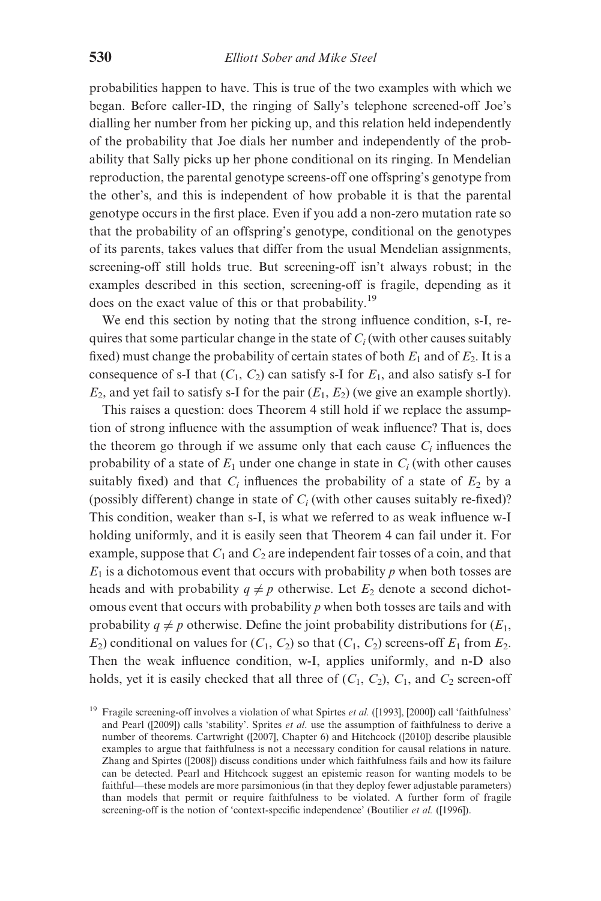probabilities happen to have. This is true of the two examples with which we began. Before caller-ID, the ringing of Sally's telephone screened-off Joe's dialling her number from her picking up, and this relation held independently of the probability that Joe dials her number and independently of the probability that Sally picks up her phone conditional on its ringing. In Mendelian reproduction, the parental genotype screens-off one offspring's genotype from the other's, and this is independent of how probable it is that the parental genotype occurs in the first place. Even if you add a non-zero mutation rate so that the probability of an offspring's genotype, conditional on the genotypes of its parents, takes values that differ from the usual Mendelian assignments, screening-off still holds true. But screening-off isn't always robust; in the examples described in this section, screening-off is fragile, depending as it does on the exact value of this or that probability.[19]

We end this section by noting that the strong influence condition, s-I, requires that some particular change in the state of $C_i$ (with other causes suitably fixed) must change the probability of certain states of both $E_1$ and of $E_2$. It is a consequence of s-I that $(C_1, C_2)$ can satisfy s-I for $E_1$, and also satisfy s-I for $E_2$, and yet fail to satisfy s-I for the pair $(E_1, E_2)$ (we give an example shortly).

This raises a question: does Theorem 4 still hold if we replace the assumption of strong influence with the assumption of weak influence? That is, does the theorem go through if we assume only that each cause $C_i$ influences the probability of a state of $E_1$ under one change in state in $C_i$ (with other causes suitably fixed) and that $C_i$ influences the probability of a state of $E_2$ by a (possibly different) change in state of $C_i$ (with other causes suitably re-fixed)? This condition, weaker than s-I, is what we referred to as weak influence w-I holding uniformly, and it is easily seen that Theorem 4 can fail under it. For example, suppose that $C_1$ and $C_2$ are independent fair tosses of a coin, and that $E_1$ is a dichotomous event that occurs with probability $p$ when both tosses are heads and with probability $q \neq p$ otherwise. Let $E_2$ denote a second dichotomous event that occurs with probability $p$ when both tosses are tails and with probability $q \neq p$ otherwise. Define the joint probability distributions for $(E_1, E_2)$ conditional on values for $(C_1, C_2)$ so that $(C_1, C_2)$ screens-off $E_1$ from $E_2$. Then the weak influence condition, w-I, applies uniformly, and n-D also holds, yet it is easily checked that all three of $(C_1, C_2)$, $C_1$, and $C_2$ screen-off

[19] Fragile screening-off involves a violation of what Spirtes *et al.* ([1993], [2000]) call 'faithfulness' and Pearl ([2009]) calls 'stability'. Sprites *et al.* use the assumption of faithfulness to derive a number of theorems. Cartwright ([2007], Chapter 6) and Hitchcock ([2010]) describe plausible examples to argue that faithfulness is not a necessary condition for causal relations in nature. Zhang and Spirtes ([2008]) discuss conditions under which faithfulness fails and how its failure can be detected. Pearl and Hitchcock suggest an epistemic reason for wanting models to be faithful—these models are more parsimonious (in that they deploy fewer adjustable parameters) than models that permit or require faithfulness to be violated. A further form of fragile screening-off is the notion of 'context-specific independence' (Boutilier *et al.* ([1996]).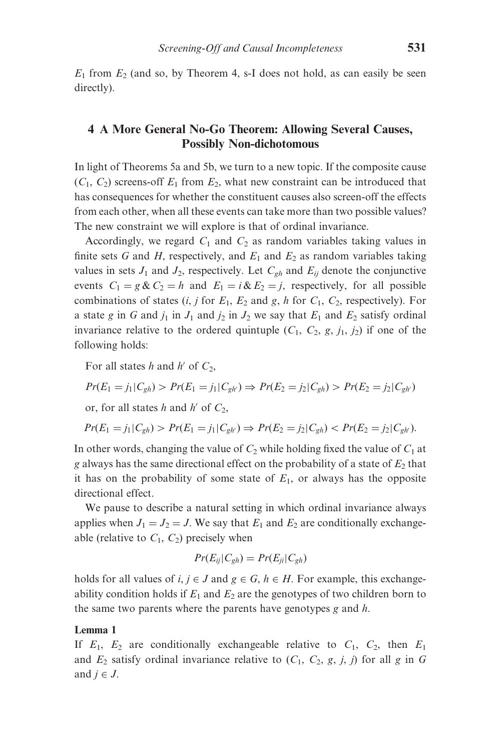$E_1$ from $E_2$ (and so, by Theorem 4, s-I does not hold, as can easily be seen directly).

## 4 A More General No-Go Theorem: Allowing Several Causes, Possibly Non-dichotomous

In light of Theorems 5a and 5b, we turn to a new topic. If the composite cause $(C_1, C_2)$ screens-off $E_1$ from $E_2$, what new constraint can be introduced that has consequences for whether the constituent causes also screen-off the effects from each other, when all these events can take more than two possible values? The new constraint we will explore is that of ordinal invariance.

Accordingly, we regard $C_1$ and $C_2$ as random variables taking values in finite sets $G$ and $H$, respectively, and $E_1$ and $E_2$ as random variables taking values in sets $J_1$ and $J_2$, respectively. Let $C_{gh}$ and $E_{ij}$ denote the conjunctive events $C_1 = g \,\&\, C_2 = h$ and $E_1 = i \,\&\, E_2 = j$, respectively, for all possible combinations of states ($i$, $j$ for $E_1$, $E_2$ and $g$, $h$ for $C_1$, $C_2$, respectively). For a state $g$ in $G$ and $j_1$ in $J_1$ and $j_2$ in $J_2$ we say that $E_1$ and $E_2$ satisfy ordinal invariance relative to the ordered quintuple $(C_1, C_2, g, j_1, j_2)$ if one of the following holds:

For all states $h$ and $h'$ of $C_2$,

$$Pr(E_1 = j_1 | C_{gh}) > Pr(E_1 = j_1 | C_{gh'}) \Rightarrow Pr(E_2 = j_2 | C_{gh}) > Pr(E_2 = j_2 | C_{gh'})$$

or, for all states $h$ and $h'$ of $C_2$,

$$Pr(E_1 = j_1 | C_{gh}) > Pr(E_1 = j_1 | C_{gh'}) \Rightarrow Pr(E_2 = j_2 | C_{gh}) < Pr(E_2 = j_2 | C_{gh'}).$$

In other words, changing the value of $C_2$ while holding fixed the value of $C_1$ at $g$ always has the same directional effect on the probability of a state of $E_2$ that it has on the probability of some state of $E_1$, or always has the opposite directional effect.

We pause to describe a natural setting in which ordinal invariance always applies when $J_1 = J_2 = J$. We say that $E_1$ and $E_2$ are conditionally exchangeable (relative to $C_1$, $C_2$) precisely when

$$Pr(E_{ij} | C_{gh}) = Pr(E_{ji} | C_{gh})$$

holds for all values of $i, j \in J$ and $g \in G$, $h \in H$. For example, this exchangeability condition holds if $E_1$ and $E_2$ are the genotypes of two children born to the same two parents where the parents have genotypes $g$ and $h$.

**Lemma 1**

If $E_1$, $E_2$ are conditionally exchangeable relative to $C_1$, $C_2$, then $E_1$ and $E_2$ satisfy ordinal invariance relative to $(C_1, C_2, g, j, j)$ for all $g$ in $G$ and $j \in J$.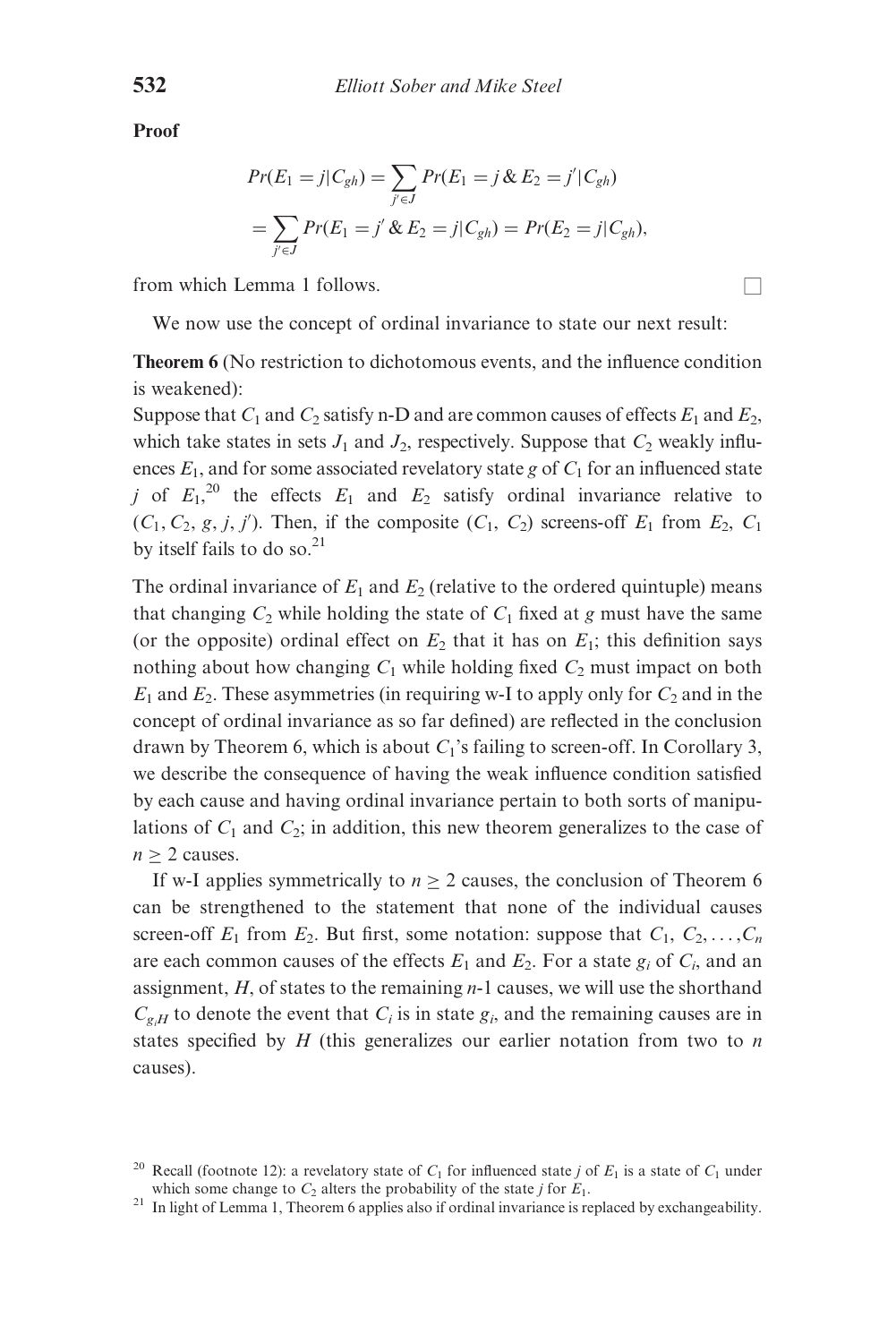**Proof**

$$
\begin{aligned}
Pr(E_1 = j|C_{gh}) &= \sum_{j' \in J} Pr(E_1 = j \,\&\, E_2 = j'|C_{gh}) \\
&= \sum_{j' \in J} Pr(E_1 = j' \,\&\, E_2 = j|C_{gh}) = Pr(E_2 = j|C_{gh}),
\end{aligned}
$$

from which Lemma 1 follows. □

We now use the concept of ordinal invariance to state our next result:

**Theorem 6** (No restriction to dichotomous events, and the influence condition is weakened):
Suppose that $C_1$ and $C_2$ satisfy n-D and are common causes of effects $E_1$ and $E_2$, which take states in sets $J_1$ and $J_2$, respectively. Suppose that $C_2$ weakly influences $E_1$, and for some associated revelatory state $g$ of $C_1$ for an influenced state $j$ of $E_1$,[20] the effects $E_1$ and $E_2$ satisfy ordinal invariance relative to $(C_1, C_2, g, j, j')$. Then, if the composite $(C_1, C_2)$ screens-off $E_1$ from $E_2$, $C_1$ by itself fails to do so.[21]

The ordinal invariance of $E_1$ and $E_2$ (relative to the ordered quintuple) means that changing $C_2$ while holding the state of $C_1$ fixed at $g$ must have the same (or the opposite) ordinal effect on $E_2$ that it has on $E_1$; this definition says nothing about how changing $C_1$ while holding fixed $C_2$ must impact on both $E_1$ and $E_2$. These asymmetries (in requiring w-I to apply only for $C_2$ and in the concept of ordinal invariance as so far defined) are reflected in the conclusion drawn by Theorem 6, which is about $C_1$'s failing to screen-off. In Corollary 3, we describe the consequence of having the weak influence condition satisfied by each cause and having ordinal invariance pertain to both sorts of manipulations of $C_1$ and $C_2$; in addition, this new theorem generalizes to the case of $n \geq 2$ causes.

If w-I applies symmetrically to $n \geq 2$ causes, the conclusion of Theorem 6 can be strengthened to the statement that none of the individual causes screen-off $E_1$ from $E_2$. But first, some notation: suppose that $C_1, C_2, \ldots, C_n$ are each common causes of the effects $E_1$ and $E_2$. For a state $g_i$ of $C_i$, and an assignment, $H$, of states to the remaining $n$-1 causes, we will use the shorthand $C_{g_iH}$ to denote the event that $C_i$ is in state $g_i$, and the remaining causes are in states specified by $H$ (this generalizes our earlier notation from two to $n$ causes).

---

[20] Recall (footnote 12): a revelatory state of $C_1$ for influenced state $j$ of $E_1$ is a state of $C_1$ under which some change to $C_2$ alters the probability of the state $j$ for $E_1$.

[21] In light of Lemma 1, Theorem 6 applies also if ordinal invariance is replaced by exchangeability.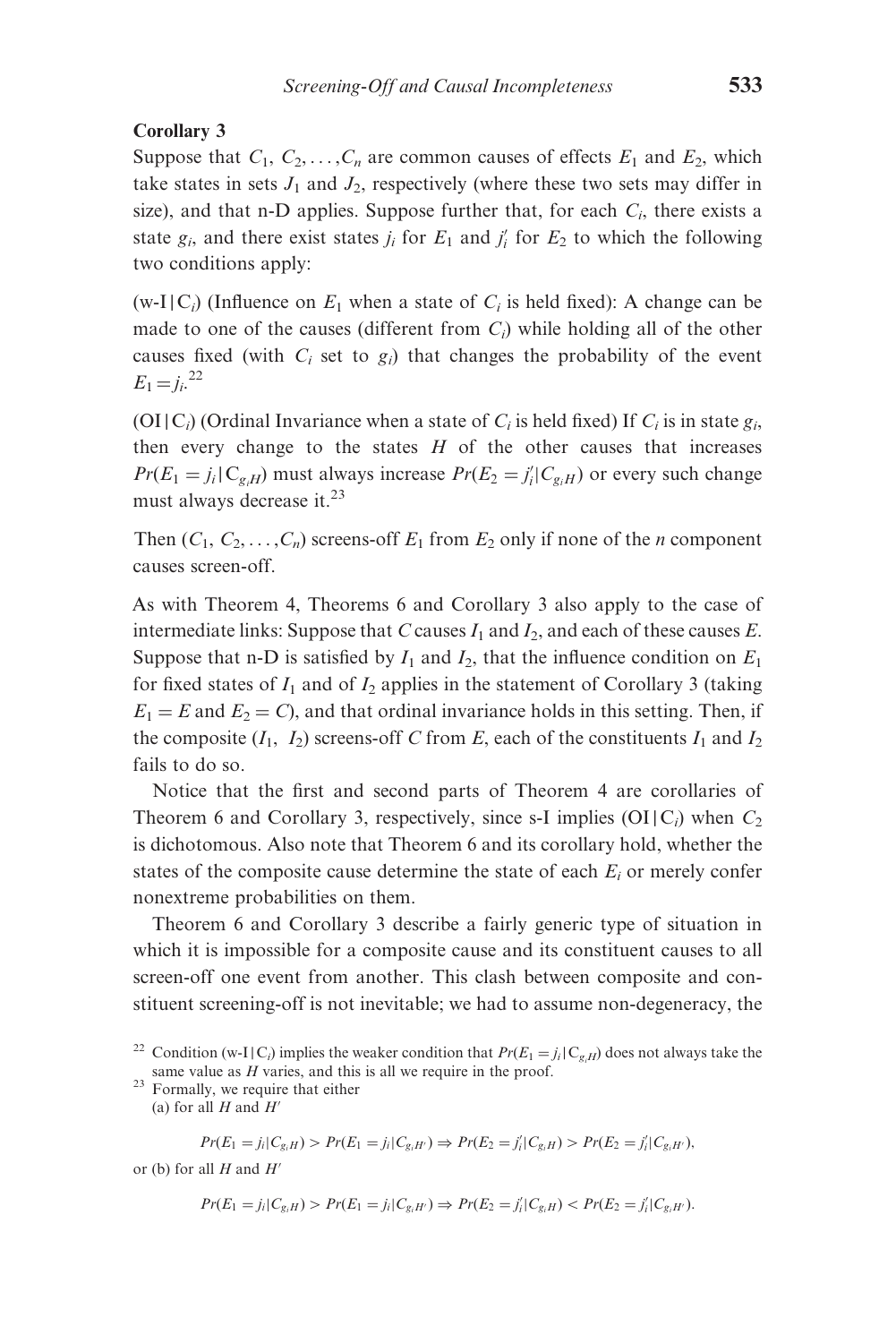**Corollary 3**

Suppose that $C_1, C_2, \ldots, C_n$ are common causes of effects $E_1$ and $E_2$, which take states in sets $J_1$ and $J_2$, respectively (where these two sets may differ in size), and that n-D applies. Suppose further that, for each $C_i$, there exists a state $g_i$, and there exist states $j_i$ for $E_1$ and $j_i'$ for $E_2$ to which the following two conditions apply:

(w-I|$C_i$) (Influence on $E_1$ when a state of $C_i$ is held fixed): A change can be made to one of the causes (different from $C_i$) while holding all of the other causes fixed (with $C_i$ set to $g_i$) that changes the probability of the event $E_1 = j_i$.[22]

(OI|$C_i$) (Ordinal Invariance when a state of $C_i$ is held fixed) If $C_i$ is in state $g_i$, then every change to the states $H$ of the other causes that increases $Pr(E_1 = j_i | C_{g_iH})$ must always increase $Pr(E_2 = j_i' | C_{g_iH})$ or every such change must always decrease it.[23]

Then $(C_1, C_2, \ldots, C_n)$ screens-off $E_1$ from $E_2$ only if none of the $n$ component causes screen-off.

As with Theorem 4, Theorems 6 and Corollary 3 also apply to the case of intermediate links: Suppose that $C$ causes $I_1$ and $I_2$, and each of these causes $E$. Suppose that n-D is satisfied by $I_1$ and $I_2$, that the influence condition on $E_1$ for fixed states of $I_1$ and of $I_2$ applies in the statement of Corollary 3 (taking $E_1 = E$ and $E_2 = C$), and that ordinal invariance holds in this setting. Then, if the composite $(I_1, I_2)$ screens-off $C$ from $E$, each of the constituents $I_1$ and $I_2$ fails to do so.

Notice that the first and second parts of Theorem 4 are corollaries of Theorem 6 and Corollary 3, respectively, since s-I implies (OI|$C_i$) when $C_2$ is dichotomous. Also note that Theorem 6 and its corollary hold, whether the states of the composite cause determine the state of each $E_i$ or merely confer nonextreme probabilities on them.

Theorem 6 and Corollary 3 describe a fairly generic type of situation in which it is impossible for a composite cause and its constituent causes to all screen-off one event from another. This clash between composite and constituent screening-off is not inevitable; we had to assume non-degeneracy, the

[22] Condition (w-I|$C_i$) implies the weaker condition that $Pr(E_1 = j_i | C_{g_iH})$ does not always take the same value as $H$ varies, and this is all we require in the proof.

[23] Formally, we require that either

(a) for all $H$ and $H'$

$$Pr(E_1 = j_i | C_{g_iH}) > Pr(E_1 = j_i | C_{g_iH'}) \Rightarrow Pr(E_2 = j_i' | C_{g_iH}) > Pr(E_2 = j_i' | C_{g_iH'}),$$

or (b) for all $H$ and $H'$

$$Pr(E_1 = j_i | C_{g_iH}) > Pr(E_1 = j_i | C_{g_iH'}) \Rightarrow Pr(E_2 = j_i' | C_{g_iH}) < Pr(E_2 = j_i' | C_{g_iH'}).$$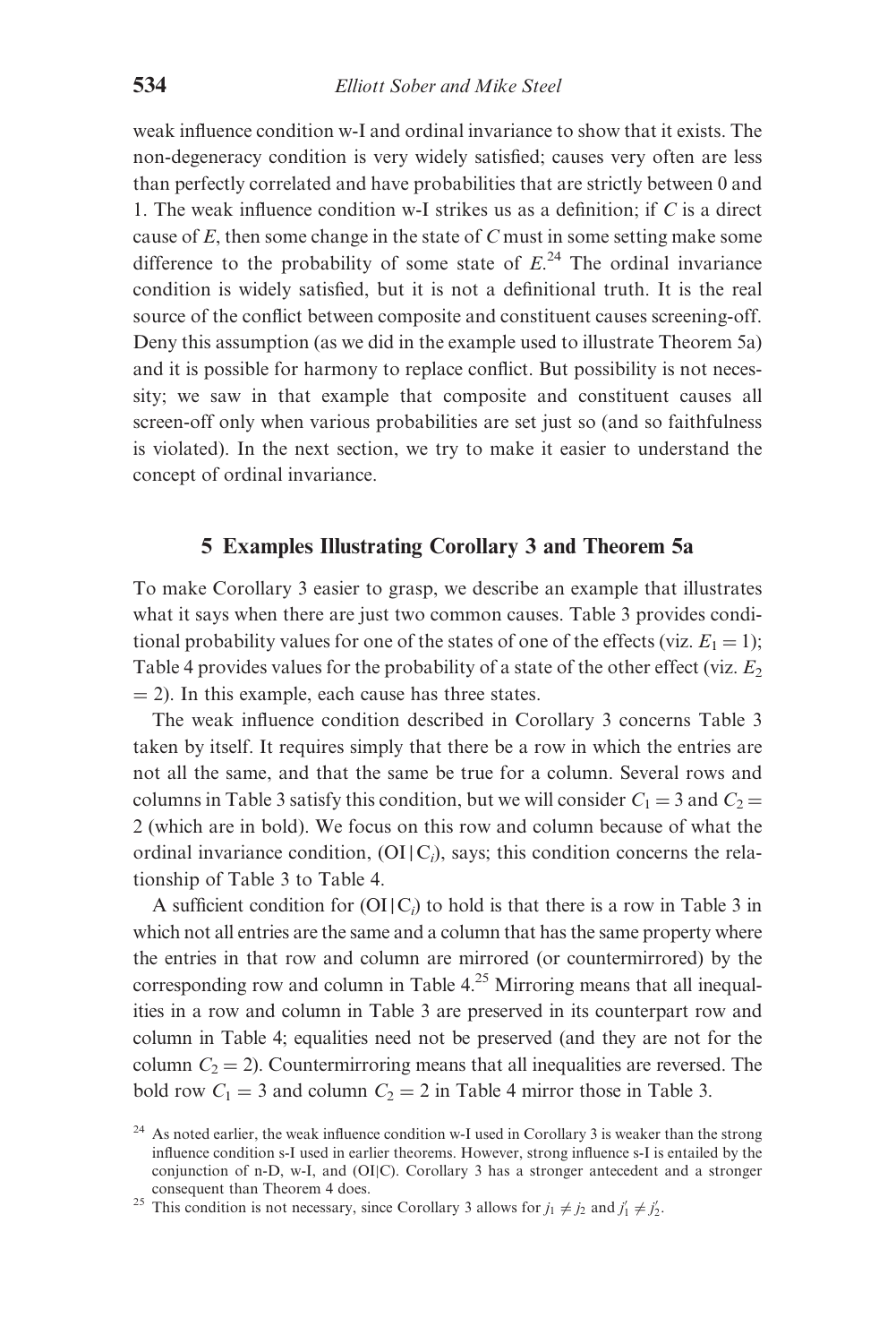weak influence condition w-I and ordinal invariance to show that it exists. The non-degeneracy condition is very widely satisfied; causes very often are less than perfectly correlated and have probabilities that are strictly between 0 and 1. The weak influence condition w-I strikes us as a definition; if $C$ is a direct cause of $E$, then some change in the state of $C$ must in some setting make some difference to the probability of some state of $E$.[24] The ordinal invariance condition is widely satisfied, but it is not a definitional truth. It is the real source of the conflict between composite and constituent causes screening-off. Deny this assumption (as we did in the example used to illustrate Theorem 5a) and it is possible for harmony to replace conflict. But possibility is not necessity; we saw in that example that composite and constituent causes all screen-off only when various probabilities are set just so (and so faithfulness is violated). In the next section, we try to make it easier to understand the concept of ordinal invariance.

## 5 Examples Illustrating Corollary 3 and Theorem 5a

To make Corollary 3 easier to grasp, we describe an example that illustrates what it says when there are just two common causes. Table 3 provides conditional probability values for one of the states of one of the effects (viz. $E_1 = 1$); Table 4 provides values for the probability of a state of the other effect (viz. $E_2 = 2$). In this example, each cause has three states.

The weak influence condition described in Corollary 3 concerns Table 3 taken by itself. It requires simply that there be a row in which the entries are not all the same, and that the same be true for a column. Several rows and columns in Table 3 satisfy this condition, but we will consider $C_1 = 3$ and $C_2 = 2$ (which are in bold). We focus on this row and column because of what the ordinal invariance condition, $(\mathrm{OI}|\mathrm{C}_i)$, says; this condition concerns the relationship of Table 3 to Table 4.

A sufficient condition for $(\mathrm{OI}|\mathrm{C}_i)$ to hold is that there is a row in Table 3 in which not all entries are the same and a column that has the same property where the entries in that row and column are mirrored (or countermirrored) by the corresponding row and column in Table 4.[25] Mirroring means that all inequalities in a row and column in Table 3 are preserved in its counterpart row and column in Table 4; equalities need not be preserved (and they are not for the column $C_2 = 2$). Countermirroring means that all inequalities are reversed. The bold row $C_1 = 3$ and column $C_2 = 2$ in Table 4 mirror those in Table 3.

[24] As noted earlier, the weak influence condition w-I used in Corollary 3 is weaker than the strong influence condition s-I used in earlier theorems. However, strong influence s-I is entailed by the conjunction of n-D, w-I, and (OI|C). Corollary 3 has a stronger antecedent and a stronger consequent than Theorem 4 does.

[25] This condition is not necessary, since Corollary 3 allows for $j_1 \neq j_2$ and $j_1' \neq j_2'$.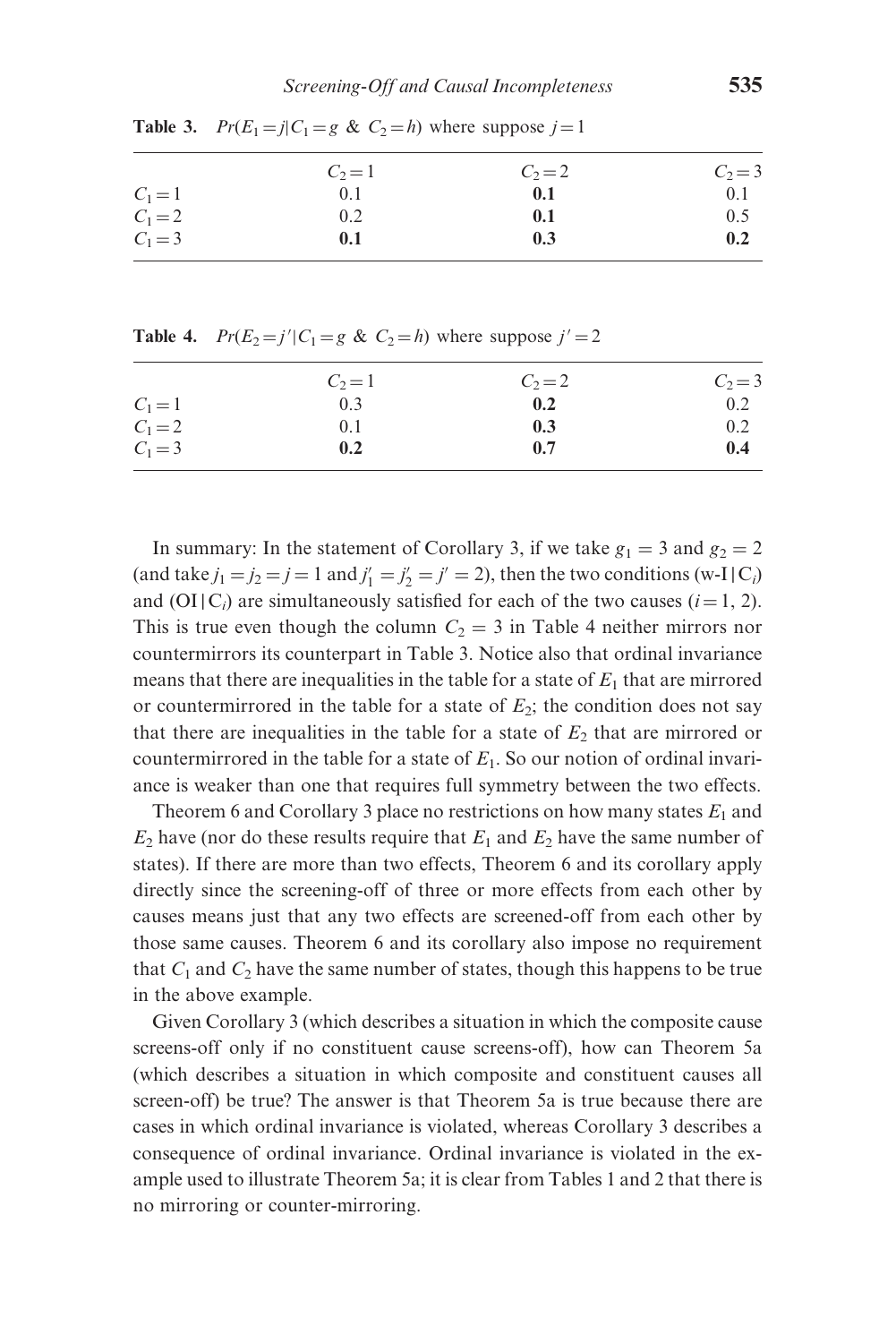**Table 3.** $Pr(E_1 = j | C_1 = g \text{ \& } C_2 = h)$ where suppose $j = 1$

| | $C_2 = 1$ | $C_2 = 2$ | $C_2 = 3$ |
|---|---|---|---|
| $C_1 = 1$ | 0.1 | **0.1** | 0.1 |
| $C_1 = 2$ | 0.2 | **0.1** | 0.5 |
| $C_1 = 3$ | **0.1** | **0.3** | **0.2** |

**Table 4.** $Pr(E_2 = j' | C_1 = g \text{ \& } C_2 = h)$ where suppose $j' = 2$

| | $C_2 = 1$ | $C_2 = 2$ | $C_2 = 3$ |
|---|---|---|---|
| $C_1 = 1$ | 0.3 | **0.2** | 0.2 |
| $C_1 = 2$ | 0.1 | **0.3** | 0.2 |
| $C_1 = 3$ | **0.2** | **0.7** | **0.4** |

In summary: In the statement of Corollary 3, if we take $g_1 = 3$ and $g_2 = 2$ (and take $j_1 = j_2 = j = 1$ and $j'_1 = j'_2 = j' = 2$), then the two conditions (w-I|$C_i$) and (OI|$C_i$) are simultaneously satisfied for each of the two causes ($i = 1, 2$). This is true even though the column $C_2 = 3$ in Table 4 neither mirrors nor countermirrors its counterpart in Table 3. Notice also that ordinal invariance means that there are inequalities in the table for a state of $E_1$ that are mirrored or countermirrored in the table for a state of $E_2$; the condition does not say that there are inequalities in the table for a state of $E_2$ that are mirrored or countermirrored in the table for a state of $E_1$. So our notion of ordinal invariance is weaker than one that requires full symmetry between the two effects.

Theorem 6 and Corollary 3 place no restrictions on how many states $E_1$ and $E_2$ have (nor do these results require that $E_1$ and $E_2$ have the same number of states). If there are more than two effects, Theorem 6 and its corollary apply directly since the screening-off of three or more effects from each other by causes means just that any two effects are screened-off from each other by those same causes. Theorem 6 and its corollary also impose no requirement that $C_1$ and $C_2$ have the same number of states, though this happens to be true in the above example.

Given Corollary 3 (which describes a situation in which the composite cause screens-off only if no constituent cause screens-off), how can Theorem 5a (which describes a situation in which composite and constituent causes all screen-off) be true? The answer is that Theorem 5a is true because there are cases in which ordinal invariance is violated, whereas Corollary 3 describes a consequence of ordinal invariance. Ordinal invariance is violated in the example used to illustrate Theorem 5a; it is clear from Tables 1 and 2 that there is no mirroring or counter-mirroring.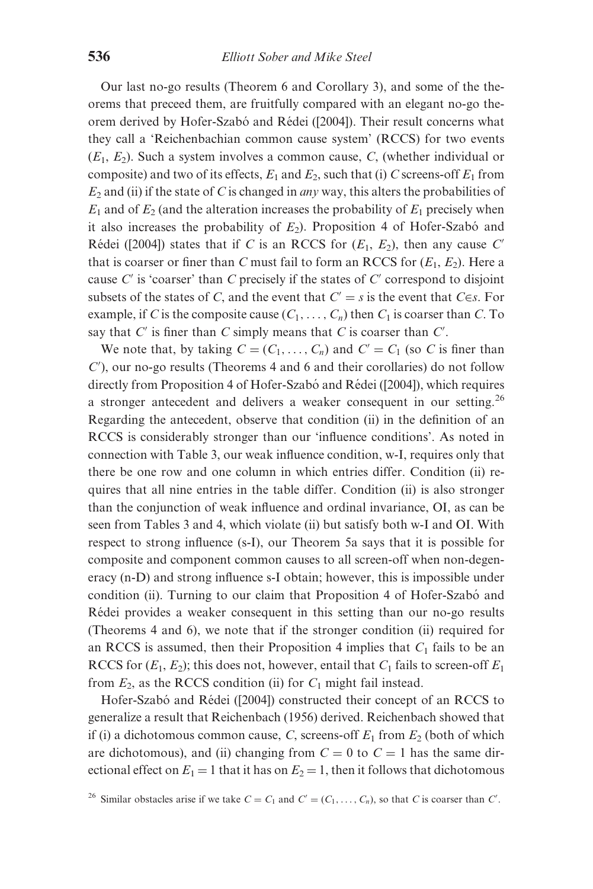Our last no-go results (Theorem 6 and Corollary 3), and some of the theorems that preceed them, are fruitfully compared with an elegant no-go theorem derived by Hofer-Szabó and Rédei ([2004]). Their result concerns what they call a 'Reichenbachian common cause system' (RCCS) for two events ($E_1$, $E_2$). Such a system involves a common cause, $C$, (whether individual or composite) and two of its effects, $E_1$ and $E_2$, such that (i) $C$ screens-off $E_1$ from $E_2$ and (ii) if the state of $C$ is changed in *any* way, this alters the probabilities of $E_1$ and of $E_2$ (and the alteration increases the probability of $E_1$ precisely when it also increases the probability of $E_2$). Proposition 4 of Hofer-Szabó and Rédei ([2004]) states that if $C$ is an RCCS for ($E_1$, $E_2$), then any cause $C'$ that is coarser or finer than $C$ must fail to form an RCCS for ($E_1$, $E_2$). Here a cause $C'$ is 'coarser' than $C$ precisely if the states of $C'$ correspond to disjoint subsets of the states of $C$, and the event that $C' = s$ is the event that $C \in s$. For example, if $C$ is the composite cause $(C_1, \ldots, C_n)$ then $C_1$ is coarser than $C$. To say that $C'$ is finer than $C$ simply means that $C$ is coarser than $C'$.

We note that, by taking $C = (C_1, \ldots, C_n)$ and $C' = C_1$ (so $C$ is finer than $C'$), our no-go results (Theorems 4 and 6 and their corollaries) do not follow directly from Proposition 4 of Hofer-Szabó and Rédei ([2004]), which requires a stronger antecedent and delivers a weaker consequent in our setting.[26] Regarding the antecedent, observe that condition (ii) in the definition of an RCCS is considerably stronger than our 'influence conditions'. As noted in connection with Table 3, our weak influence condition, w-I, requires only that there be one row and one column in which entries differ. Condition (ii) requires that all nine entries in the table differ. Condition (ii) is also stronger than the conjunction of weak influence and ordinal invariance, OI, as can be seen from Tables 3 and 4, which violate (ii) but satisfy both w-I and OI. With respect to strong influence (s-I), our Theorem 5a says that it is possible for composite and component common causes to all screen-off when non-degeneracy (n-D) and strong influence s-I obtain; however, this is impossible under condition (ii). Turning to our claim that Proposition 4 of Hofer-Szabó and Rédei provides a weaker consequent in this setting than our no-go results (Theorems 4 and 6), we note that if the stronger condition (ii) required for an RCCS is assumed, then their Proposition 4 implies that $C_1$ fails to be an RCCS for ($E_1$, $E_2$); this does not, however, entail that $C_1$ fails to screen-off $E_1$ from $E_2$, as the RCCS condition (ii) for $C_1$ might fail instead.

Hofer-Szabó and Rédei ([2004]) constructed their concept of an RCCS to generalize a result that Reichenbach (1956) derived. Reichenbach showed that if (i) a dichotomous common cause, $C$, screens-off $E_1$ from $E_2$ (both of which are dichotomous), and (ii) changing from $C = 0$ to $C = 1$ has the same directional effect on $E_1 = 1$ that it has on $E_2 = 1$, then it follows that dichotomous

[26] Similar obstacles arise if we take $C = C_1$ and $C' = (C_1, \ldots, C_n)$, so that $C$ is coarser than $C'$.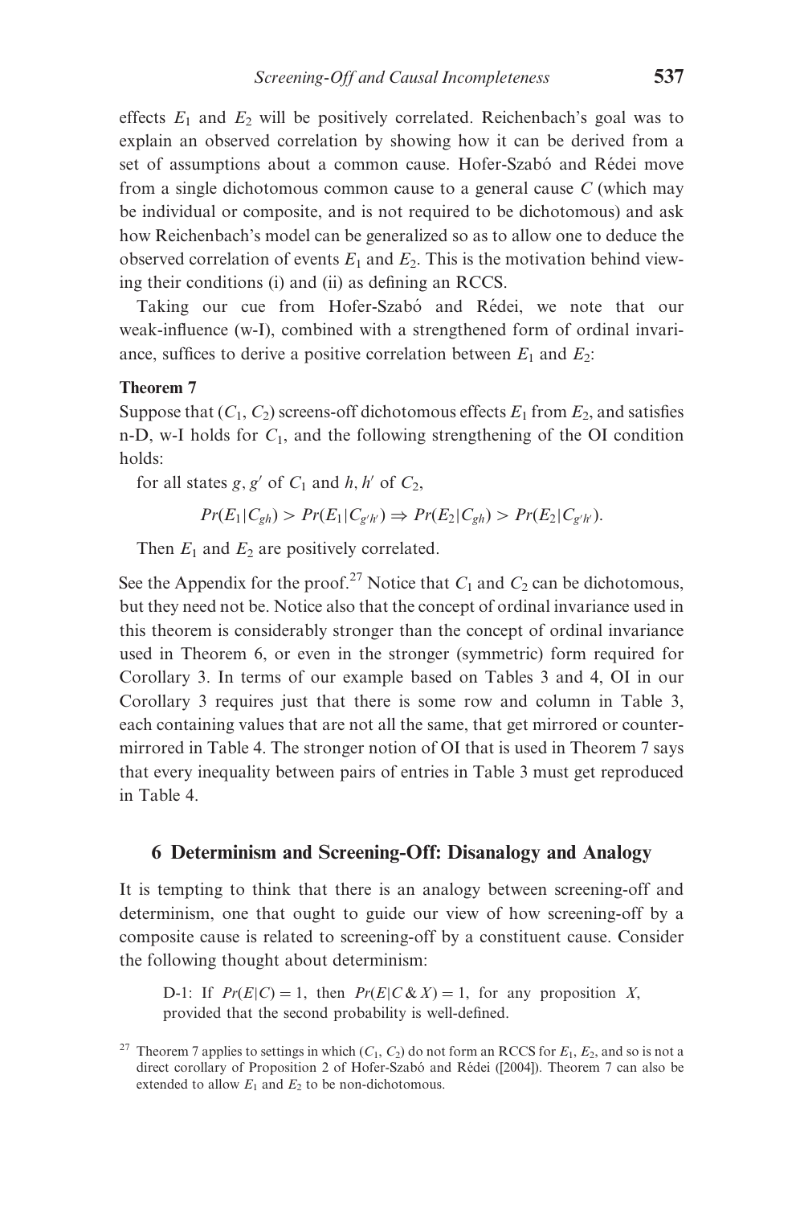effects $E_1$ and $E_2$ will be positively correlated. Reichenbach's goal was to explain an observed correlation by showing how it can be derived from a set of assumptions about a common cause. Hofer-Szabó and Rédei move from a single dichotomous common cause to a general cause $C$ (which may be individual or composite, and is not required to be dichotomous) and ask how Reichenbach's model can be generalized so as to allow one to deduce the observed correlation of events $E_1$ and $E_2$. This is the motivation behind viewing their conditions (i) and (ii) as defining an RCCS.

Taking our cue from Hofer-Szabó and Rédei, we note that our weak-influence (w-I), combined with a strengthened form of ordinal invariance, suffices to derive a positive correlation between $E_1$ and $E_2$:

**Theorem 7**

Suppose that $(C_1, C_2)$ screens-off dichotomous effects $E_1$ from $E_2$, and satisfies n-D, w-I holds for $C_1$, and the following strengthening of the OI condition holds:

for all states $g, g'$ of $C_1$ and $h, h'$ of $C_2$,

$$Pr(E_1|C_{gh}) > Pr(E_1|C_{g'h'}) \Rightarrow Pr(E_2|C_{gh}) > Pr(E_2|C_{g'h'}).$$

Then $E_1$ and $E_2$ are positively correlated.

See the Appendix for the proof.[27] Notice that $C_1$ and $C_2$ can be dichotomous, but they need not be. Notice also that the concept of ordinal invariance used in this theorem is considerably stronger than the concept of ordinal invariance used in Theorem 6, or even in the stronger (symmetric) form required for Corollary 3. In terms of our example based on Tables 3 and 4, OI in our Corollary 3 requires just that there is some row and column in Table 3, each containing values that are not all the same, that get mirrored or counter-mirrored in Table 4. The stronger notion of OI that is used in Theorem 7 says that every inequality between pairs of entries in Table 3 must get reproduced in Table 4.

## 6 Determinism and Screening-Off: Disanalogy and Analogy

It is tempting to think that there is an analogy between screening-off and determinism, one that ought to guide our view of how screening-off by a composite cause is related to screening-off by a constituent cause. Consider the following thought about determinism:

> D-1: If $Pr(E|C) = 1$, then $Pr(E|C \,\&\, X) = 1$, for any proposition $X$, provided that the second probability is well-defined.

[27] Theorem 7 applies to settings in which $(C_1, C_2)$ do not form an RCCS for $E_1$, $E_2$, and so is not a direct corollary of Proposition 2 of Hofer-Szabó and Rédei ([2004]). Theorem 7 can also be extended to allow $E_1$ and $E_2$ to be non-dichotomous.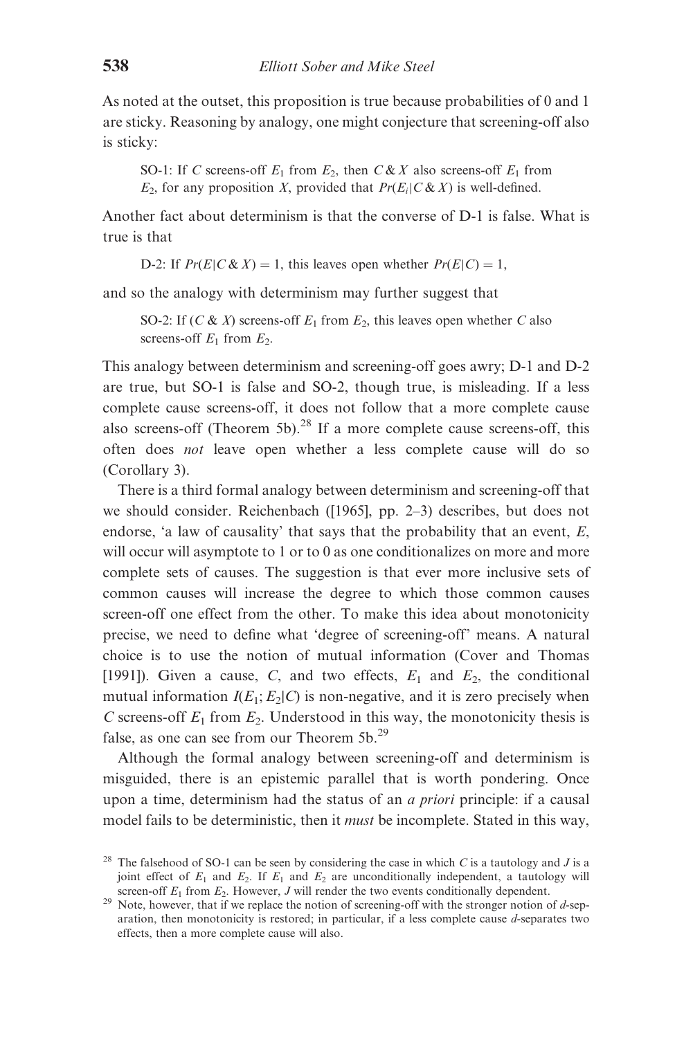As noted at the outset, this proposition is true because probabilities of 0 and 1 are sticky. Reasoning by analogy, one might conjecture that screening-off also is sticky:

> SO-1: If $C$ screens-off $E_1$ from $E_2$, then $C \& X$ also screens-off $E_1$ from $E_2$, for any proposition $X$, provided that $Pr(E_i|C \& X)$ is well-defined.

Another fact about determinism is that the converse of D-1 is false. What is true is that

> D-2: If $Pr(E|C \& X) = 1$, this leaves open whether $Pr(E|C) = 1$,

and so the analogy with determinism may further suggest that

> SO-2: If $(C \& X)$ screens-off $E_1$ from $E_2$, this leaves open whether $C$ also screens-off $E_1$ from $E_2$.

This analogy between determinism and screening-off goes awry; D-1 and D-2 are true, but SO-1 is false and SO-2, though true, is misleading. If a less complete cause screens-off, it does not follow that a more complete cause also screens-off (Theorem 5b).[28] If a more complete cause screens-off, this often does *not* leave open whether a less complete cause will do so (Corollary 3).

There is a third formal analogy between determinism and screening-off that we should consider. Reichenbach ([1965], pp. 2–3) describes, but does not endorse, 'a law of causality' that says that the probability that an event, $E$, will occur will asymptote to 1 or to 0 as one conditionalizes on more and more complete sets of causes. The suggestion is that ever more inclusive sets of common causes will increase the degree to which those common causes screen-off one effect from the other. To make this idea about monotonicity precise, we need to define what 'degree of screening-off' means. A natural choice is to use the notion of mutual information (Cover and Thomas [1991]). Given a cause, $C$, and two effects, $E_1$ and $E_2$, the conditional mutual information $I(E_1; E_2|C)$ is non-negative, and it is zero precisely when $C$ screens-off $E_1$ from $E_2$. Understood in this way, the monotonicity thesis is false, as one can see from our Theorem 5b.[29]

Although the formal analogy between screening-off and determinism is misguided, there is an epistemic parallel that is worth pondering. Once upon a time, determinism had the status of an *a priori* principle: if a causal model fails to be deterministic, then it *must* be incomplete. Stated in this way,

[28] The falsehood of SO-1 can be seen by considering the case in which $C$ is a tautology and $J$ is a joint effect of $E_1$ and $E_2$. If $E_1$ and $E_2$ are unconditionally independent, a tautology will screen-off $E_1$ from $E_2$. However, $J$ will render the two events conditionally dependent.

[29] Note, however, that if we replace the notion of screening-off with the stronger notion of *d*-separation, then monotonicity is restored; in particular, if a less complete cause *d*-separates two effects, then a more complete cause will also.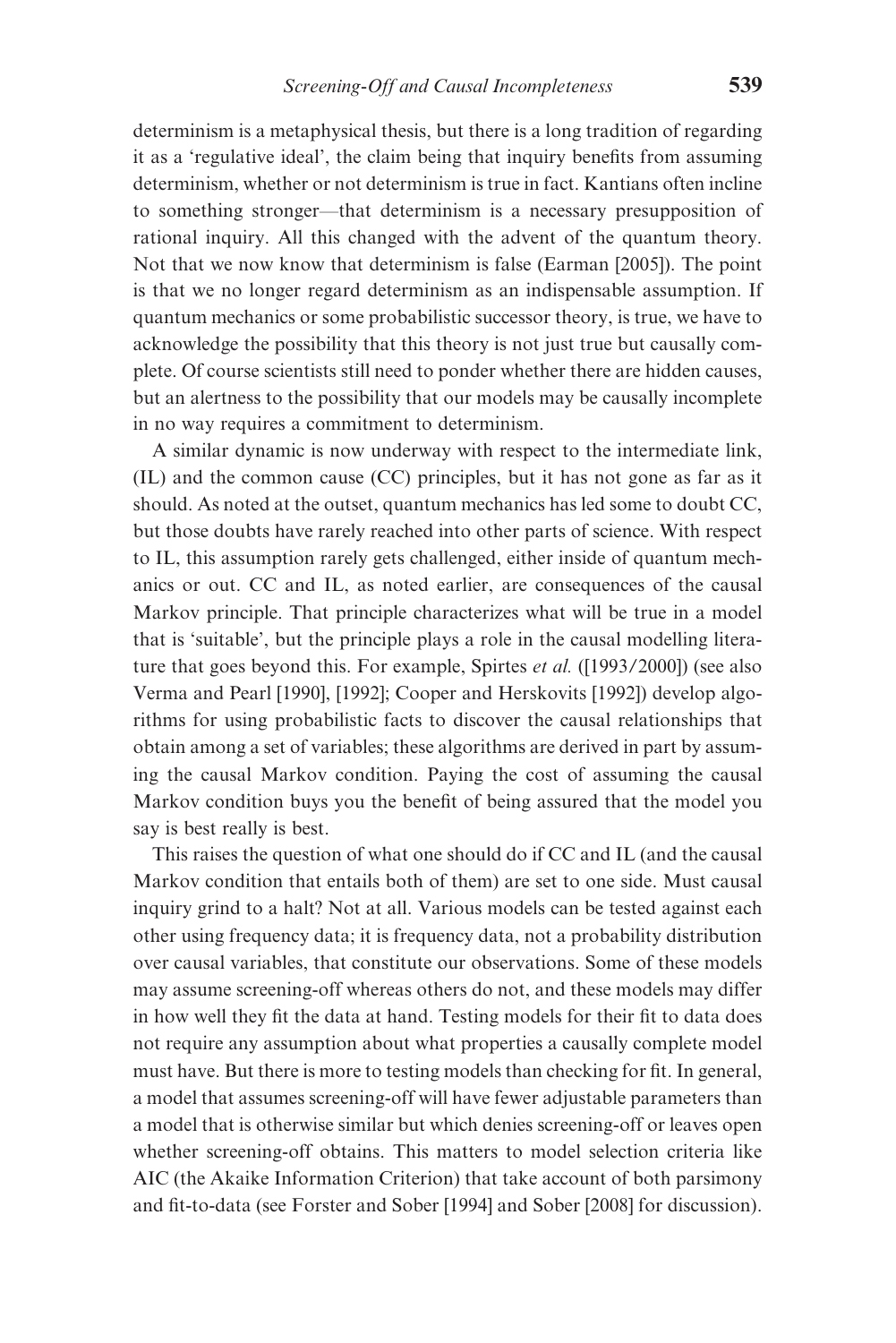determinism is a metaphysical thesis, but there is a long tradition of regarding it as a 'regulative ideal', the claim being that inquiry benefits from assuming determinism, whether or not determinism is true in fact. Kantians often incline to something stronger—that determinism is a necessary presupposition of rational inquiry. All this changed with the advent of the quantum theory. Not that we now know that determinism is false (Earman [2005]). The point is that we no longer regard determinism as an indispensable assumption. If quantum mechanics or some probabilistic successor theory, is true, we have to acknowledge the possibility that this theory is not just true but causally complete. Of course scientists still need to ponder whether there are hidden causes, but an alertness to the possibility that our models may be causally incomplete in no way requires a commitment to determinism.

A similar dynamic is now underway with respect to the intermediate link, (IL) and the common cause (CC) principles, but it has not gone as far as it should. As noted at the outset, quantum mechanics has led some to doubt CC, but those doubts have rarely reached into other parts of science. With respect to IL, this assumption rarely gets challenged, either inside of quantum mechanics or out. CC and IL, as noted earlier, are consequences of the causal Markov principle. That principle characterizes what will be true in a model that is 'suitable', but the principle plays a role in the causal modelling literature that goes beyond this. For example, Spirtes *et al.* ([1993/2000]) (see also Verma and Pearl [1990], [1992]; Cooper and Herskovits [1992]) develop algorithms for using probabilistic facts to discover the causal relationships that obtain among a set of variables; these algorithms are derived in part by assuming the causal Markov condition. Paying the cost of assuming the causal Markov condition buys you the benefit of being assured that the model you say is best really is best.

This raises the question of what one should do if CC and IL (and the causal Markov condition that entails both of them) are set to one side. Must causal inquiry grind to a halt? Not at all. Various models can be tested against each other using frequency data; it is frequency data, not a probability distribution over causal variables, that constitute our observations. Some of these models may assume screening-off whereas others do not, and these models may differ in how well they fit the data at hand. Testing models for their fit to data does not require any assumption about what properties a causally complete model must have. But there is more to testing models than checking for fit. In general, a model that assumes screening-off will have fewer adjustable parameters than a model that is otherwise similar but which denies screening-off or leaves open whether screening-off obtains. This matters to model selection criteria like AIC (the Akaike Information Criterion) that take account of both parsimony and fit-to-data (see Forster and Sober [1994] and Sober [2008] for discussion).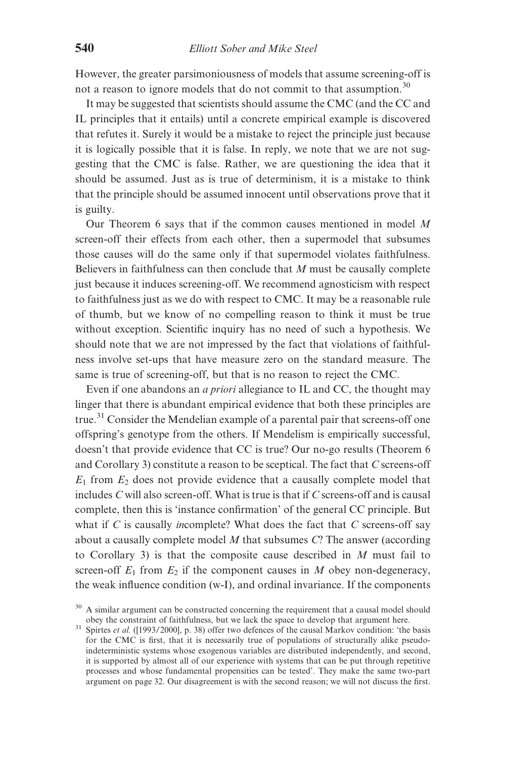However, the greater parsimoniousness of models that assume screening-off is not a reason to ignore models that do not commit to that assumption.[30]

It may be suggested that scientists should assume the CMC (and the CC and IL principles that it entails) until a concrete empirical example is discovered that refutes it. Surely it would be a mistake to reject the principle just because it is logically possible that it is false. In reply, we note that we are not suggesting that the CMC is false. Rather, we are questioning the idea that it should be assumed. Just as is true of determinism, it is a mistake to think that the principle should be assumed innocent until observations prove that it is guilty.

Our Theorem 6 says that if the common causes mentioned in model $M$ screen-off their effects from each other, then a supermodel that subsumes those causes will do the same only if that supermodel violates faithfulness. Believers in faithfulness can then conclude that $M$ must be causally complete just because it induces screening-off. We recommend agnosticism with respect to faithfulness just as we do with respect to CMC. It may be a reasonable rule of thumb, but we know of no compelling reason to think it must be true without exception. Scientific inquiry has no need of such a hypothesis. We should note that we are not impressed by the fact that violations of faithfulness involve set-ups that have measure zero on the standard measure. The same is true of screening-off, but that is no reason to reject the CMC.

Even if one abandons an *a priori* allegiance to IL and CC, the thought may linger that there is abundant empirical evidence that both these principles are true.[31] Consider the Mendelian example of a parental pair that screens-off one offspring's genotype from the others. If Mendelism is empirically successful, doesn't that provide evidence that CC is true? Our no-go results (Theorem 6 and Corollary 3) constitute a reason to be sceptical. The fact that $C$ screens-off $E_1$ from $E_2$ does not provide evidence that a causally complete model that includes $C$ will also screen-off. What is true is that if $C$ screens-off and is causal complete, then this is 'instance confirmation' of the general CC principle. But what if $C$ is causally *in*complete? What does the fact that $C$ screens-off say about a causally complete model $M$ that subsumes $C$? The answer (according to Corollary 3) is that the composite cause described in $M$ must fail to screen-off $E_1$ from $E_2$ if the component causes in $M$ obey non-degeneracy, the weak influence condition (w-I), and ordinal invariance. If the components

[30] A similar argument can be constructed concerning the requirement that a causal model should obey the constraint of faithfulness, but we lack the space to develop that argument here.

[31] Spirtes *et al.* ([1993/2000], p. 38) offer two defences of the causal Markov condition: 'the basis for the CMC is first, that it is necessarily true of populations of structurally alike pseudo-indeterministic systems whose exogenous variables are distributed independently, and second, it is supported by almost all of our experience with systems that can be put through repetitive processes and whose fundamental propensities can be tested'. They make the same two-part argument on page 32. Our disagreement is with the second reason; we will not discuss the first.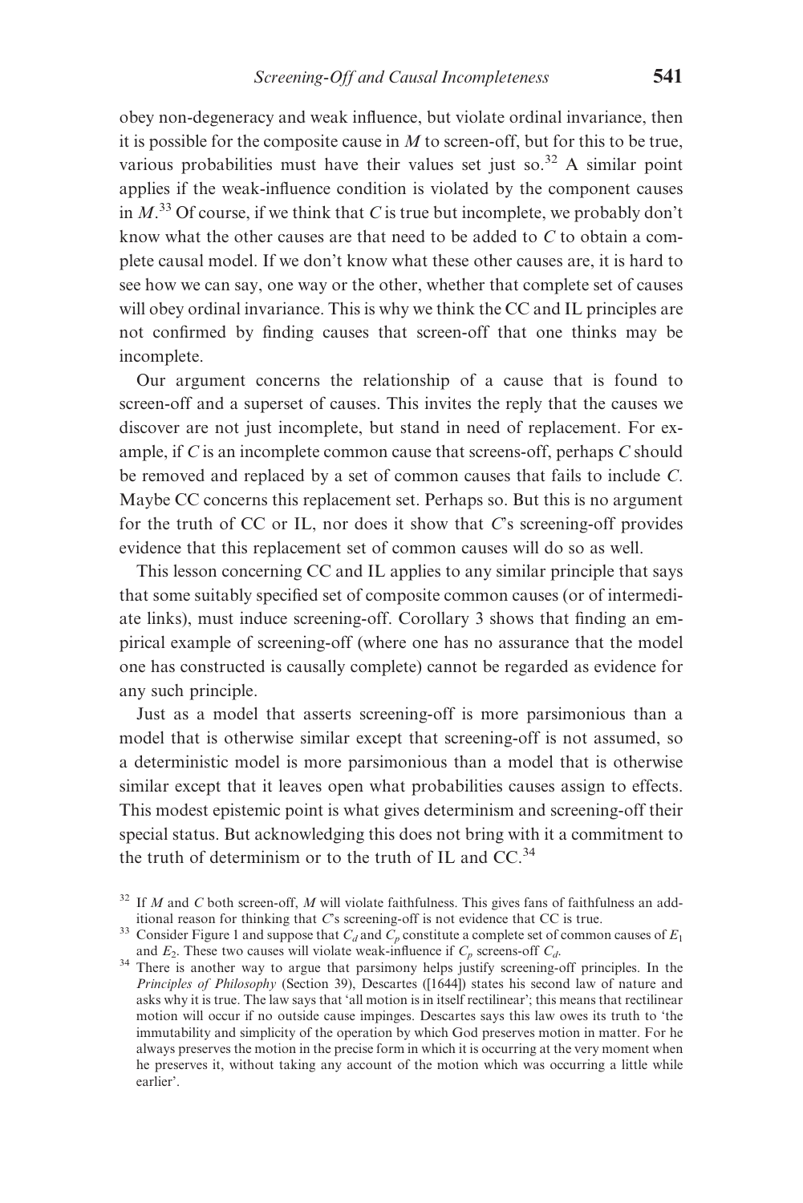obey non-degeneracy and weak influence, but violate ordinal invariance, then it is possible for the composite cause in $M$ to screen-off, but for this to be true, various probabilities must have their values set just so.[32] A similar point applies if the weak-influence condition is violated by the component causes in $M$.[33] Of course, if we think that $C$ is true but incomplete, we probably don't know what the other causes are that need to be added to $C$ to obtain a complete causal model. If we don't know what these other causes are, it is hard to see how we can say, one way or the other, whether that complete set of causes will obey ordinal invariance. This is why we think the CC and IL principles are not confirmed by finding causes that screen-off that one thinks may be incomplete.

Our argument concerns the relationship of a cause that is found to screen-off and a superset of causes. This invites the reply that the causes we discover are not just incomplete, but stand in need of replacement. For example, if $C$ is an incomplete common cause that screens-off, perhaps $C$ should be removed and replaced by a set of common causes that fails to include $C$. Maybe CC concerns this replacement set. Perhaps so. But this is no argument for the truth of CC or IL, nor does it show that $C$'s screening-off provides evidence that this replacement set of common causes will do so as well.

This lesson concerning CC and IL applies to any similar principle that says that some suitably specified set of composite common causes (or of intermediate links), must induce screening-off. Corollary 3 shows that finding an empirical example of screening-off (where one has no assurance that the model one has constructed is causally complete) cannot be regarded as evidence for any such principle.

Just as a model that asserts screening-off is more parsimonious than a model that is otherwise similar except that screening-off is not assumed, so a deterministic model is more parsimonious than a model that is otherwise similar except that it leaves open what probabilities causes assign to effects. This modest epistemic point is what gives determinism and screening-off their special status. But acknowledging this does not bring with it a commitment to the truth of determinism or to the truth of IL and CC.[34]

[32] If $M$ and $C$ both screen-off, $M$ will violate faithfulness. This gives fans of faithfulness an additional reason for thinking that $C$'s screening-off is not evidence that CC is true.

[33] Consider Figure 1 and suppose that $C_d$ and $C_p$ constitute a complete set of common causes of $E_1$ and $E_2$. These two causes will violate weak-influence if $C_p$ screens-off $C_d$.

[34] There is another way to argue that parsimony helps justify screening-off principles. In the *Principles of Philosophy* (Section 39), Descartes ([1644]) states his second law of nature and asks why it is true. The law says that 'all motion is in itself rectilinear'; this means that rectilinear motion will occur if no outside cause impinges. Descartes says this law owes its truth to 'the immutability and simplicity of the operation by which God preserves motion in matter. For he always preserves the motion in the precise form in which it is occurring at the very moment when he preserves it, without taking any account of the motion which was occurring a little while earlier'.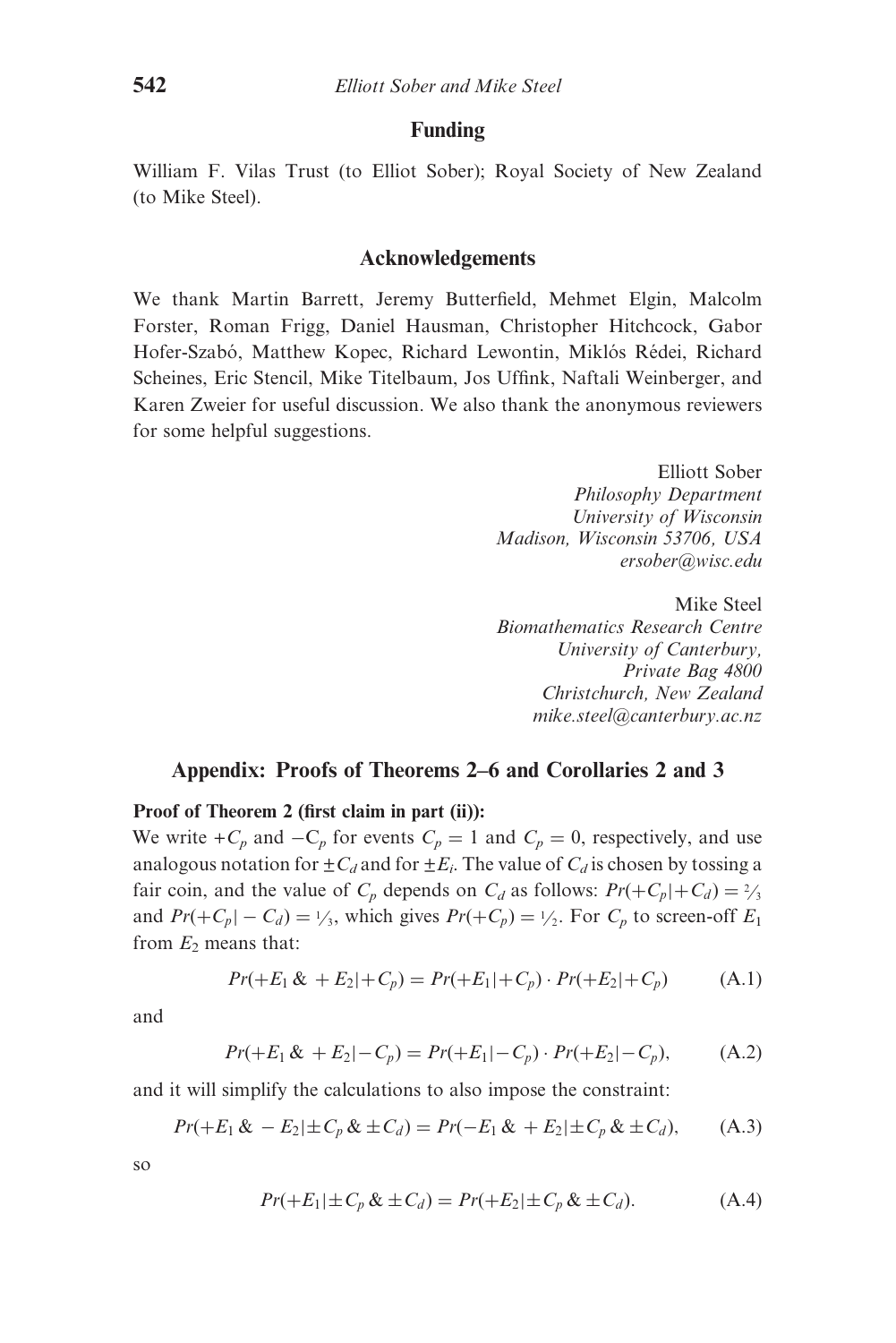## Funding

William F. Vilas Trust (to Elliot Sober); Royal Society of New Zealand (to Mike Steel).

## Acknowledgements

We thank Martin Barrett, Jeremy Butterfield, Mehmet Elgin, Malcolm Forster, Roman Frigg, Daniel Hausman, Christopher Hitchcock, Gabor Hofer-Szabó, Matthew Kopec, Richard Lewontin, Miklós Rédei, Richard Scheines, Eric Stencil, Mike Titelbaum, Jos Uffink, Naftali Weinberger, and Karen Zweier for useful discussion. We also thank the anonymous reviewers for some helpful suggestions.

Elliott Sober
*Philosophy Department*
*University of Wisconsin*
*Madison, Wisconsin 53706, USA*
*ersober@wisc.edu*

Mike Steel
*Biomathematics Research Centre*
*University of Canterbury,*
*Private Bag 4800*
*Christchurch, New Zealand*
*mike.steel@canterbury.ac.nz*

## Appendix: Proofs of Theorems 2–6 and Corollaries 2 and 3

**Proof of Theorem 2 (first claim in part (ii)):**

We write $+C_p$ and $-C_p$ for events $C_p = 1$ and $C_p = 0$, respectively, and use analogous notation for $\pm C_d$ and for $\pm E_i$. The value of $C_d$ is chosen by tossing a fair coin, and the value of $C_p$ depends on $C_d$ as follows: $Pr(+C_p|+C_d) = 2/3$ and $Pr(+C_p|-C_d) = 1/3$, which gives $Pr(+C_p) = 1/2$. For $C_p$ to screen-off $E_1$ from $E_2$ means that:

$$Pr(+E_1 \,\&\, +E_2|+C_p) = Pr(+E_1|+C_p) \cdot Pr(+E_2|+C_p) \tag{A.1}$$

and

$$Pr(+E_1 \,\&\, +E_2|-C_p) = Pr(+E_1|-C_p) \cdot Pr(+E_2|-C_p), \tag{A.2}$$

and it will simplify the calculations to also impose the constraint:

$$Pr(+E_1 \,\&\, -E_2|\pm C_p \,\&\, \pm C_d) = Pr(-E_1 \,\&\, +E_2|\pm C_p \,\&\, \pm C_d), \tag{A.3}$$

so

$$Pr(+E_1|\pm C_p \,\&\, \pm C_d) = Pr(+E_2|\pm C_p \,\&\, \pm C_d). \tag{A.4}$$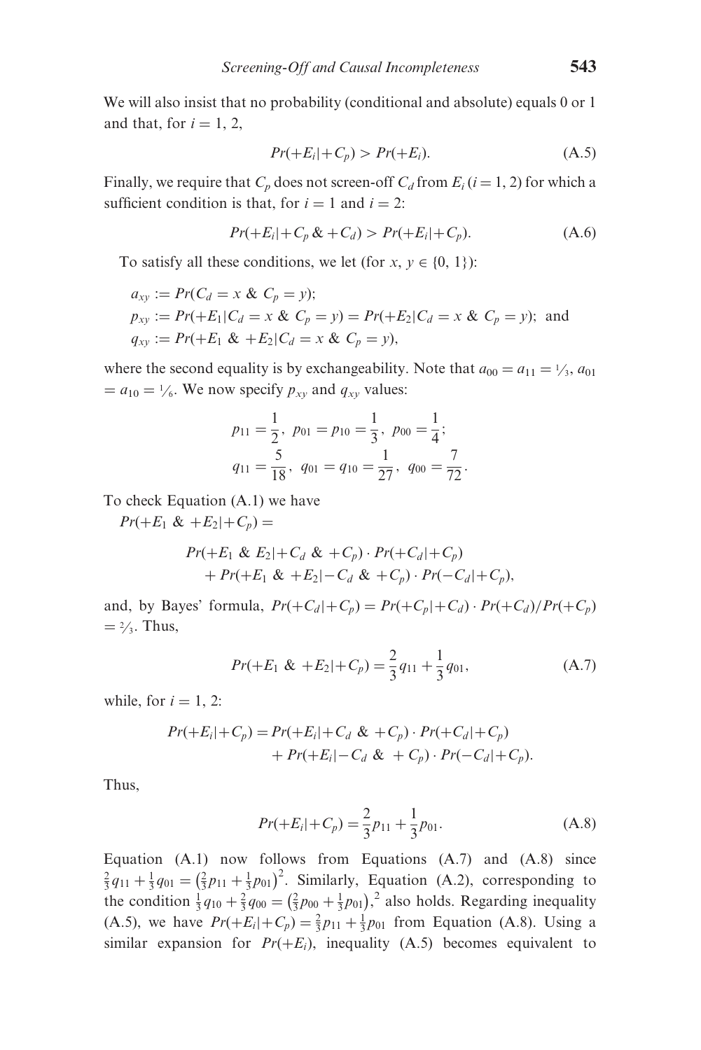We will also insist that no probability (conditional and absolute) equals 0 or 1 and that, for $i = 1, 2$,

$$Pr(+E_i|+C_p) > Pr(+E_i). \tag{A.5}$$

Finally, we require that $C_p$ does not screen-off $C_d$ from $E_i$ ($i = 1, 2$) for which a sufficient condition is that, for $i = 1$ and $i = 2$:

$$Pr(+E_i|+C_p \,\&\, +C_d) > Pr(+E_i|+C_p). \tag{A.6}$$

To satisfy all these conditions, we let (for $x, y \in \{0, 1\}$):

$a_{xy} := Pr(C_d = x \,\&\, C_p = y)$;
$p_{xy} := Pr(+E_1|C_d = x \,\&\, C_p = y) = Pr(+E_2|C_d = x \,\&\, C_p = y)$; and
$q_{xy} := Pr(+E_1 \,\&\, +E_2|C_d = x \,\&\, C_p = y)$,

where the second equality is by exchangeability. Note that $a_{00} = a_{11} = {}^1\!/_3$, $a_{01} = a_{10} = {}^1\!/_6$. We now specify $p_{xy}$ and $q_{xy}$ values:

$$p_{11} = \frac{1}{2},\ p_{01} = p_{10} = \frac{1}{3},\ p_{00} = \frac{1}{4};$$
$$q_{11} = \frac{5}{18},\ q_{01} = q_{10} = \frac{1}{27},\ q_{00} = \frac{7}{72}.$$

To check Equation (A.1) we have

$Pr(+E_1 \,\&\, +E_2|+C_p) =$

$$Pr(+E_1 \,\&\, E_2|+C_d \,\&\, +C_p) \cdot Pr(+C_d|+C_p) + Pr(+E_1 \,\&\, +E_2|-C_d \,\&\, +C_p) \cdot Pr(-C_d|+C_p),$$

and, by Bayes' formula, $Pr(+C_d|+C_p) = Pr(+C_p|+C_d) \cdot Pr(+C_d)/Pr(+C_p) = {}^2\!/_3$. Thus,

$$Pr(+E_1 \,\&\, +E_2|+C_p) = \frac{2}{3}q_{11} + \frac{1}{3}q_{01}, \tag{A.7}$$

while, for $i = 1, 2$:

$$Pr(+E_i|+C_p) = Pr(+E_i|+C_d \,\&\, +C_p) \cdot Pr(+C_d|+C_p) + Pr(+E_i|-C_d \,\&\, +C_p) \cdot Pr(-C_d|+C_p).$$

Thus,

$$Pr(+E_i|+C_p) = \frac{2}{3}p_{11} + \frac{1}{3}p_{01}. \tag{A.8}$$

Equation (A.1) now follows from Equations (A.7) and (A.8) since $\frac{2}{3}q_{11} + \frac{1}{3}q_{01} = \left(\frac{2}{3}p_{11} + \frac{1}{3}p_{01}\right)^2$. Similarly, Equation (A.2), corresponding to the condition $\frac{1}{3}q_{10} + \frac{2}{3}q_{00} = \left(\frac{2}{3}p_{00} + \frac{1}{3}p_{01}\right)$,[2] also holds. Regarding inequality (A.5), we have $Pr(+E_i|+C_p) = \frac{2}{3}p_{11} + \frac{1}{3}p_{01}$ from Equation (A.8). Using a similar expansion for $Pr(+E_i)$, inequality (A.5) becomes equivalent to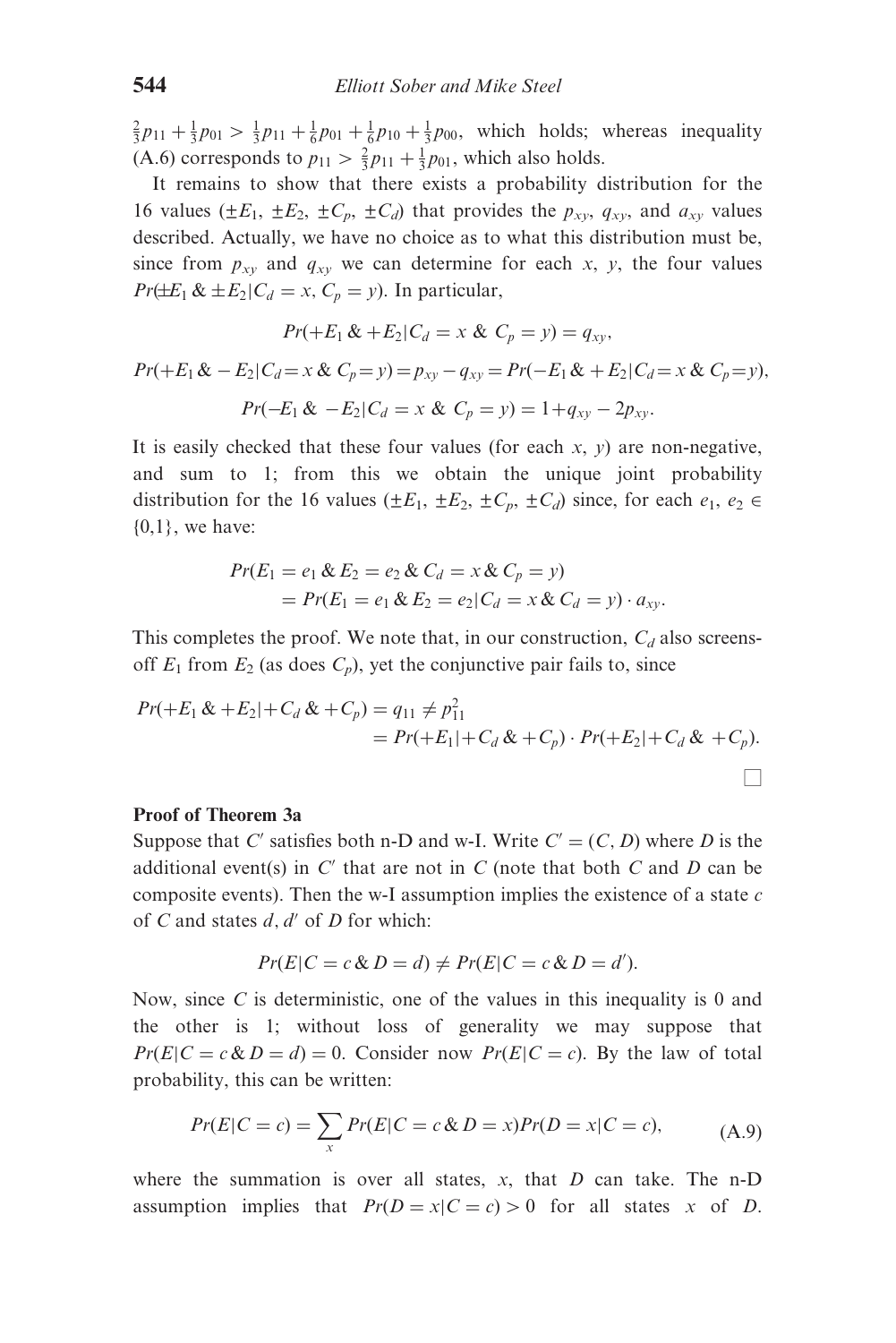$\frac{2}{3}p_{11} + \frac{1}{3}p_{01} > \frac{1}{3}p_{11} + \frac{1}{6}p_{01} + \frac{1}{6}p_{10} + \frac{1}{3}p_{00}$, which holds; whereas inequality (A.6) corresponds to $p_{11} > \frac{2}{3}p_{11} + \frac{1}{3}p_{01}$, which also holds.

It remains to show that there exists a probability distribution for the 16 values ($\pm E_1$, $\pm E_2$, $\pm C_p$, $\pm C_d$) that provides the $p_{xy}$, $q_{xy}$, and $a_{xy}$ values described. Actually, we have no choice as to what this distribution must be, since from $p_{xy}$ and $q_{xy}$ we can determine for each $x$, $y$, the four values $Pr(\pm E_1 \,\&\, \pm E_2 | C_d = x, C_p = y)$. In particular,

$$Pr(+E_1 \,\&\, +E_2 | C_d = x \,\&\, C_p = y) = q_{xy},$$

$$Pr(+E_1 \,\&\, -E_2 | C_d = x \,\&\, C_p = y) = p_{xy} - q_{xy} = Pr(-E_1 \,\&\, +E_2 | C_d = x \,\&\, C_p = y),$$

$$Pr(-E_1 \,\&\, -E_2 | C_d = x \,\&\, C_p = y) = 1 + q_{xy} - 2p_{xy}.$$

It is easily checked that these four values (for each $x$, $y$) are non-negative, and sum to 1; from this we obtain the unique joint probability distribution for the 16 values ($\pm E_1$, $\pm E_2$, $\pm C_p$, $\pm C_d$) since, for each $e_1, e_2 \in \{0,1\}$, we have:

$$\begin{aligned} &Pr(E_1 = e_1 \,\&\, E_2 = e_2 \,\&\, C_d = x \,\&\, C_p = y) \\ &\quad = Pr(E_1 = e_1 \,\&\, E_2 = e_2 | C_d = x \,\&\, C_d = y) \cdot a_{xy}. \end{aligned}$$

This completes the proof. We note that, in our construction, $C_d$ also screens-off $E_1$ from $E_2$ (as does $C_p$), yet the conjunctive pair fails to, since

$$\begin{aligned} Pr(+E_1 \,\&\, +E_2 | +C_d \,\&\, +C_p) &= q_{11} \neq p_{11}^2 \\ &= Pr(+E_1 | +C_d \,\&\, +C_p) \cdot Pr(+E_2 | +C_d \,\&\, +C_p). \end{aligned}$$

□

**Proof of Theorem 3a**

Suppose that $C'$ satisfies both n-D and w-I. Write $C' = (C, D)$ where $D$ is the additional event(s) in $C'$ that are not in $C$ (note that both $C$ and $D$ can be composite events). Then the w-I assumption implies the existence of a state $c$ of $C$ and states $d$, $d'$ of $D$ for which:

$$Pr(E | C = c \,\&\, D = d) \neq Pr(E | C = c \,\&\, D = d').$$

Now, since $C$ is deterministic, one of the values in this inequality is 0 and the other is 1; without loss of generality we may suppose that $Pr(E | C = c \,\&\, D = d) = 0$. Consider now $Pr(E | C = c)$. By the law of total probability, this can be written:

$$Pr(E | C = c) = \sum_x Pr(E | C = c \,\&\, D = x) Pr(D = x | C = c), \tag{A.9}$$

where the summation is over all states, $x$, that $D$ can take. The n-D assumption implies that $Pr(D = x | C = c) > 0$ for all states $x$ of $D$.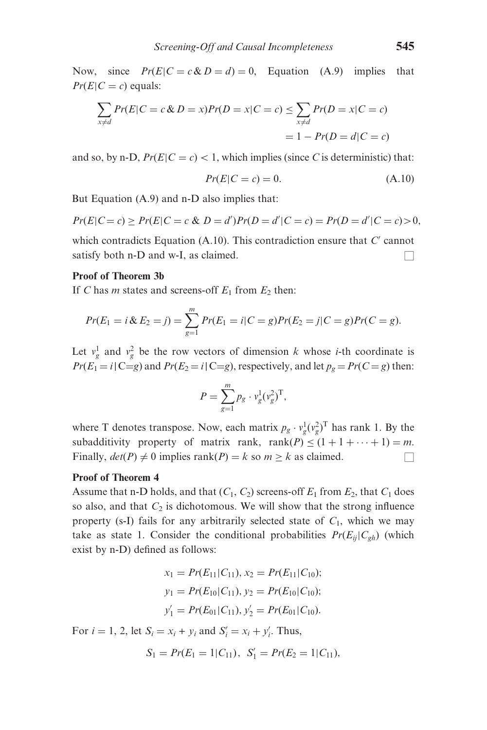Now, since $Pr(E|C = c \,\&\, D = d) = 0$, Equation (A.9) implies that $Pr(E|C = c)$ equals:

$$\sum_{x \neq d} Pr(E|C = c \,\&\, D = x)Pr(D = x|C = c) \leq \sum_{x \neq d} Pr(D = x|C = c)$$
$$= 1 - Pr(D = d|C = c)$$

and so, by n-D, $Pr(E|C = c) < 1$, which implies (since $C$ is deterministic) that:

$$Pr(E|C = c) = 0. \tag{A.10}$$

But Equation (A.9) and n-D also implies that:

$$Pr(E|C = c) \geq Pr(E|C = c \,\&\, D = d')Pr(D = d'|C = c) = Pr(D = d'|C = c) > 0,$$

which contradicts Equation (A.10). This contradiction ensure that $C'$ cannot satisfy both n-D and w-I, as claimed. □

**Proof of Theorem 3b**

If $C$ has $m$ states and screens-off $E_1$ from $E_2$ then:

$$Pr(E_1 = i \,\&\, E_2 = j) = \sum_{g=1}^{m} Pr(E_1 = i|C = g)Pr(E_2 = j|C = g)Pr(C = g).$$

Let $v_g^1$ and $v_g^2$ be the row vectors of dimension $k$ whose $i$-th coordinate is $Pr(E_1 = i\,|\,C{=}g)$ and $Pr(E_2 = i\,|\,C{=}g)$, respectively, and let $p_g = Pr(C = g)$ then:

$$P = \sum_{g=1}^{m} p_g \cdot v_g^1 (v_g^2)^{\mathrm{T}},$$

where T denotes transpose. Now, each matrix $p_g \cdot v_g^1 (v_g^2)^{\mathrm{T}}$ has rank 1. By the subadditivity property of matrix rank, $\text{rank}(P) \leq (1 + 1 + \cdots + 1) = m$. Finally, $det(P) \neq 0$ implies $\text{rank}(P) = k$ so $m \geq k$ as claimed. □

**Proof of Theorem 4**

Assume that n-D holds, and that $(C_1, C_2)$ screens-off $E_1$ from $E_2$, that $C_1$ does so also, and that $C_2$ is dichotomous. We will show that the strong influence property (s-I) fails for any arbitrarily selected state of $C_1$, which we may take as state 1. Consider the conditional probabilities $Pr(E_{ij}|C_{gh})$ (which exist by n-D) defined as follows:

$$x_1 = Pr(E_{11}|C_{11}),\, x_2 = Pr(E_{11}|C_{10});$$
$$y_1 = Pr(E_{10}|C_{11}),\, y_2 = Pr(E_{10}|C_{10});$$
$$y_1' = Pr(E_{01}|C_{11}),\, y_2' = Pr(E_{01}|C_{10}).$$

For $i = 1, 2$, let $S_i = x_i + y_i$ and $S_i' = x_i + y_i'$. Thus,

$$S_1 = Pr(E_1 = 1|C_{11}),\;\; S_1' = Pr(E_2 = 1|C_{11}),$$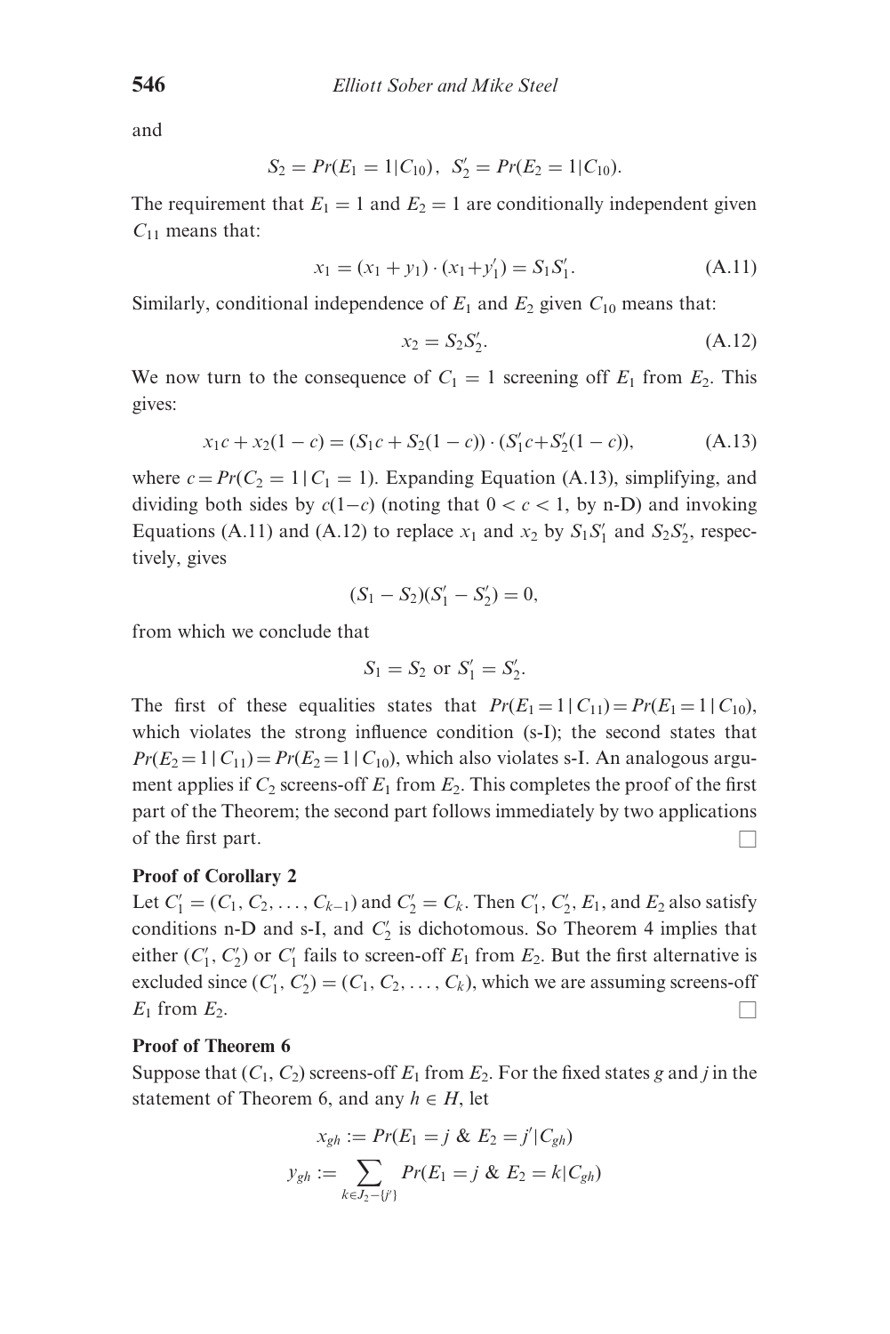and

$$S_2 = Pr(E_1 = 1|C_{10}),\ \ S_2' = Pr(E_2 = 1|C_{10}).$$

The requirement that $E_1 = 1$ and $E_2 = 1$ are conditionally independent given $C_{11}$ means that:

$$x_1 = (x_1 + y_1) \cdot (x_1 + y_1') = S_1 S_1'. \tag{A.11}$$

Similarly, conditional independence of $E_1$ and $E_2$ given $C_{10}$ means that:

$$x_2 = S_2 S_2'. \tag{A.12}$$

We now turn to the consequence of $C_1 = 1$ screening off $E_1$ from $E_2$. This gives:

$$x_1 c + x_2(1 - c) = (S_1 c + S_2(1 - c)) \cdot (S_1' c + S_2'(1 - c)), \tag{A.13}$$

where $c = Pr(C_2 = 1 \mid C_1 = 1)$. Expanding Equation (A.13), simplifying, and dividing both sides by $c(1-c)$ (noting that $0 < c < 1$, by n-D) and invoking Equations (A.11) and (A.12) to replace $x_1$ and $x_2$ by $S_1 S_1'$ and $S_2 S_2'$, respectively, gives

$$(S_1 - S_2)(S_1' - S_2') = 0,$$

from which we conclude that

$$S_1 = S_2 \text{ or } S_1' = S_2'.$$

The first of these equalities states that $Pr(E_1 = 1 \mid C_{11}) = Pr(E_1 = 1 \mid C_{10})$, which violates the strong influence condition (s-I); the second states that $Pr(E_2 = 1 \mid C_{11}) = Pr(E_2 = 1 \mid C_{10})$, which also violates s-I. An analogous argument applies if $C_2$ screens-off $E_1$ from $E_2$. This completes the proof of the first part of the Theorem; the second part follows immediately by two applications of the first part. □

**Proof of Corollary 2**

Let $C_1' = (C_1, C_2, \ldots, C_{k-1})$ and $C_2' = C_k$. Then $C_1'$, $C_2'$, $E_1$, and $E_2$ also satisfy conditions n-D and s-I, and $C_2'$ is dichotomous. So Theorem 4 implies that either $(C_1', C_2')$ or $C_1'$ fails to screen-off $E_1$ from $E_2$. But the first alternative is excluded since $(C_1', C_2') = (C_1, C_2, \ldots, C_k)$, which we are assuming screens-off $E_1$ from $E_2$. □

**Proof of Theorem 6**

Suppose that $(C_1, C_2)$ screens-off $E_1$ from $E_2$. For the fixed states $g$ and $j$ in the statement of Theorem 6, and any $h \in H$, let

$$x_{gh} := Pr(E_1 = j \ \&\ E_2 = j' | C_{gh})$$

$$y_{gh} := \sum_{k \in J_2 - \{j'\}} Pr(E_1 = j \ \&\ E_2 = k | C_{gh})$$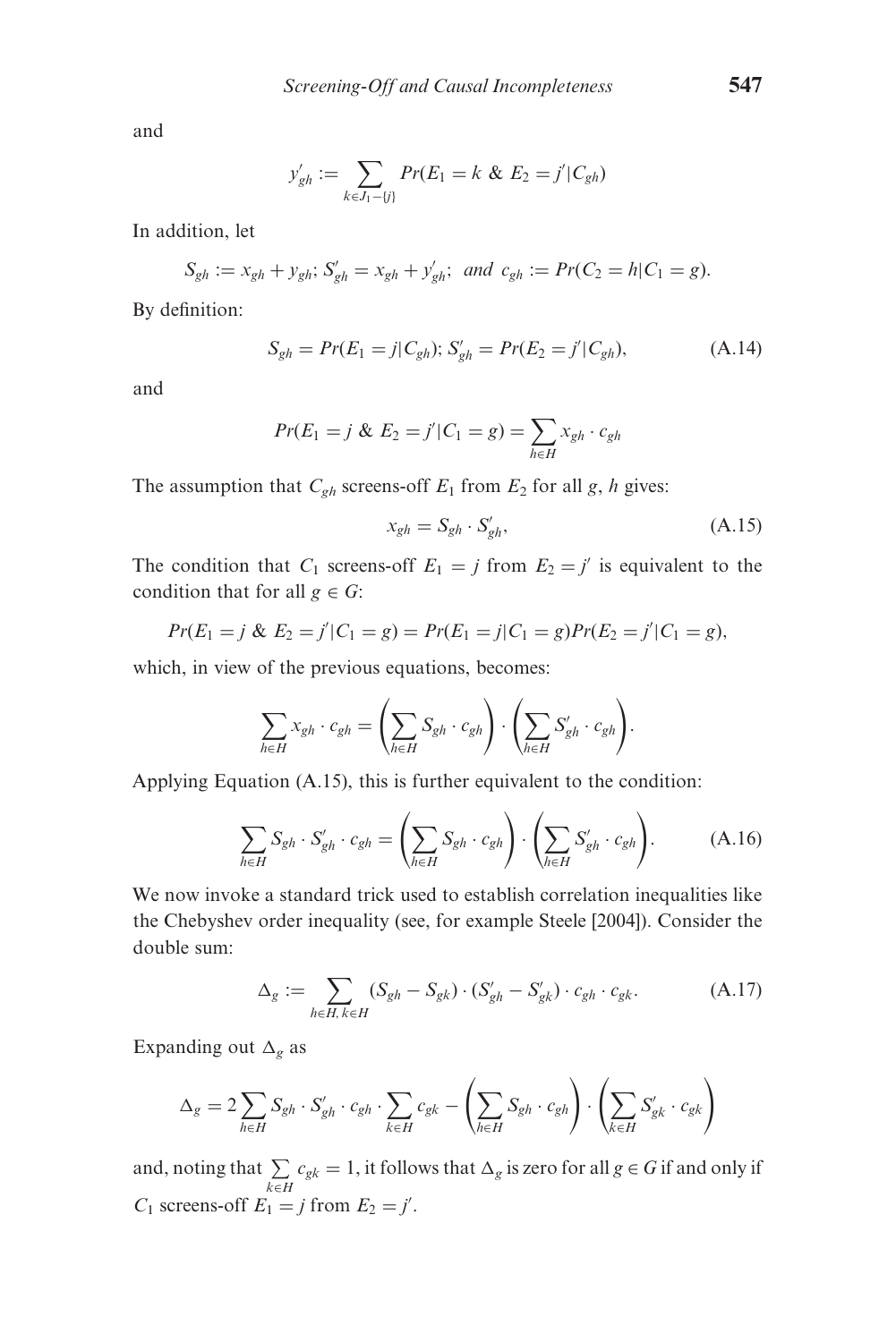and

$$y'_{gh} := \sum_{k \in J_1 - \{j\}} Pr(E_1 = k \ \& \ E_2 = j' | C_{gh})$$

In addition, let

$$S_{gh} := x_{gh} + y_{gh}; \ S'_{gh} = x_{gh} + y'_{gh}; \ \textit{and} \ c_{gh} := Pr(C_2 = h | C_1 = g).$$

By definition:

$$S_{gh} = Pr(E_1 = j | C_{gh}); \ S'_{gh} = Pr(E_2 = j' | C_{gh}), \tag{A.14}$$

and

$$Pr(E_1 = j \ \& \ E_2 = j' | C_1 = g) = \sum_{h \in H} x_{gh} \cdot c_{gh}$$

The assumption that $C_{gh}$ screens-off $E_1$ from $E_2$ for all $g$, $h$ gives:

$$x_{gh} = S_{gh} \cdot S'_{gh}, \tag{A.15}$$

The condition that $C_1$ screens-off $E_1 = j$ from $E_2 = j'$ is equivalent to the condition that for all $g \in G$:

$$Pr(E_1 = j \ \& \ E_2 = j' | C_1 = g) = Pr(E_1 = j | C_1 = g) Pr(E_2 = j' | C_1 = g),$$

which, in view of the previous equations, becomes:

$$\sum_{h \in H} x_{gh} \cdot c_{gh} = \left( \sum_{h \in H} S_{gh} \cdot c_{gh} \right) \cdot \left( \sum_{h \in H} S'_{gh} \cdot c_{gh} \right).$$

Applying Equation (A.15), this is further equivalent to the condition:

$$\sum_{h \in H} S_{gh} \cdot S'_{gh} \cdot c_{gh} = \left( \sum_{h \in H} S_{gh} \cdot c_{gh} \right) \cdot \left( \sum_{h \in H} S'_{gh} \cdot c_{gh} \right). \tag{A.16}$$

We now invoke a standard trick used to establish correlation inequalities like the Chebyshev order inequality (see, for example Steele [2004]). Consider the double sum:

$$\Delta_g := \sum_{h \in H, k \in H} (S_{gh} - S_{gk}) \cdot (S'_{gh} - S'_{gk}) \cdot c_{gh} \cdot c_{gk}. \tag{A.17}$$

Expanding out $\Delta_g$ as

$$\Delta_g = 2 \sum_{h \in H} S_{gh} \cdot S'_{gh} \cdot c_{gh} \cdot \sum_{k \in H} c_{gk} - \left( \sum_{h \in H} S_{gh} \cdot c_{gh} \right) \cdot \left( \sum_{k \in H} S'_{gk} \cdot c_{gk} \right)$$

and, noting that $\sum_{k \in H} c_{gk} = 1$, it follows that $\Delta_g$ is zero for all $g \in G$ if and only if $C_1$ screens-off $E_1 = j$ from $E_2 = j'$.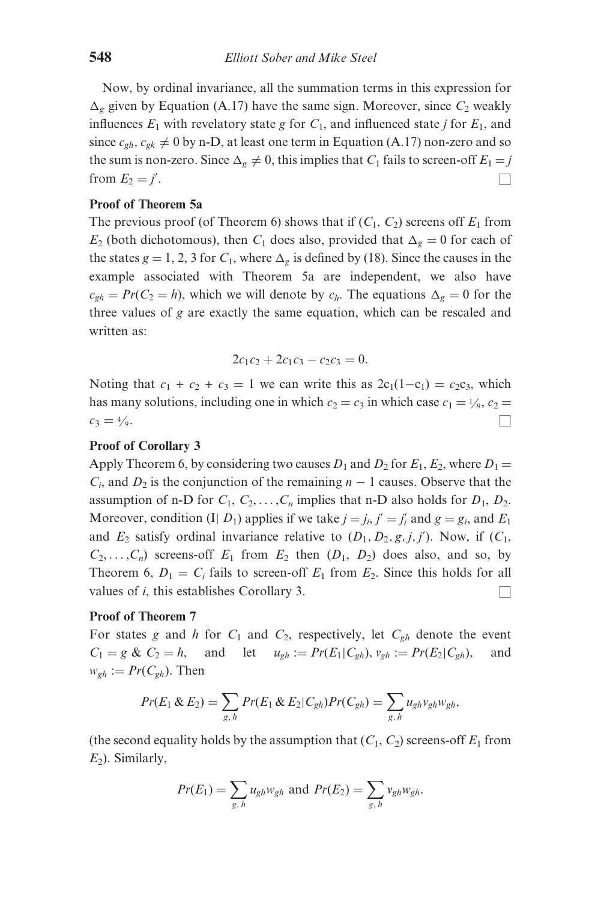Now, by ordinal invariance, all the summation terms in this expression for $\Delta_g$ given by Equation (A.17) have the same sign. Moreover, since $C_2$ weakly influences $E_1$ with revelatory state $g$ for $C_1$, and influenced state $j$ for $E_1$, and since $c_{gh}, c_{gk} \neq 0$ by n-D, at least one term in Equation (A.17) non-zero and so the sum is non-zero. Since $\Delta_g \neq 0$, this implies that $C_1$ fails to screen-off $E_1 = j$ from $E_2 = j'$. □

**Proof of Theorem 5a**

The previous proof (of Theorem 6) shows that if $(C_1, C_2)$ screens off $E_1$ from $E_2$ (both dichotomous), then $C_1$ does also, provided that $\Delta_g = 0$ for each of the states $g = 1, 2, 3$ for $C_1$, where $\Delta_g$ is defined by (18). Since the causes in the example associated with Theorem 5a are independent, we also have $c_{gh} = Pr(C_2 = h)$, which we will denote by $c_h$. The equations $\Delta_g = 0$ for the three values of $g$ are exactly the same equation, which can be rescaled and written as:

$$2c_1c_2 + 2c_1c_3 - c_2c_3 = 0.$$

Noting that $c_1 + c_2 + c_3 = 1$ we can write this as $2c_1(1-c_1) = c_2c_3$, which has many solutions, including one in which $c_2 = c_3$ in which case $c_1 = 1/9$, $c_2 = c_3 = 4/9$. □

**Proof of Corollary 3**

Apply Theorem 6, by considering two causes $D_1$ and $D_2$ for $E_1, E_2$, where $D_1 = C_i$, and $D_2$ is the conjunction of the remaining $n-1$ causes. Observe that the assumption of n-D for $C_1, C_2, \ldots, C_n$ implies that n-D also holds for $D_1, D_2$. Moreover, condition (I| $D_1$) applies if we take $j = j_i$, $j' = j'_i$ and $g = g_i$, and $E_1$ and $E_2$ satisfy ordinal invariance relative to $(D_1, D_2, g, j, j')$. Now, if $(C_1, C_2, \ldots, C_n)$ screens-off $E_1$ from $E_2$ then $(D_1, D_2)$ does also, and so, by Theorem 6, $D_1 = C_i$ fails to screen-off $E_1$ from $E_2$. Since this holds for all values of $i$, this establishes Corollary 3. □

**Proof of Theorem 7**

For states $g$ and $h$ for $C_1$ and $C_2$, respectively, let $C_{gh}$ denote the event $C_1 = g$ & $C_2 = h$, and let $u_{gh} := Pr(E_1|C_{gh})$, $v_{gh} := Pr(E_2|C_{gh})$, and $w_{gh} := Pr(C_{gh})$. Then

$$Pr(E_1 \,\&\, E_2) = \sum_{g,h} Pr(E_1 \,\&\, E_2|C_{gh})Pr(C_{gh}) = \sum_{g,h} u_{gh}v_{gh}w_{gh},$$

(the second equality holds by the assumption that $(C_1, C_2)$ screens-off $E_1$ from $E_2$). Similarly,

$$Pr(E_1) = \sum_{g,h} u_{gh}w_{gh} \text{ and } Pr(E_2) = \sum_{g,h} v_{gh}w_{gh}.$$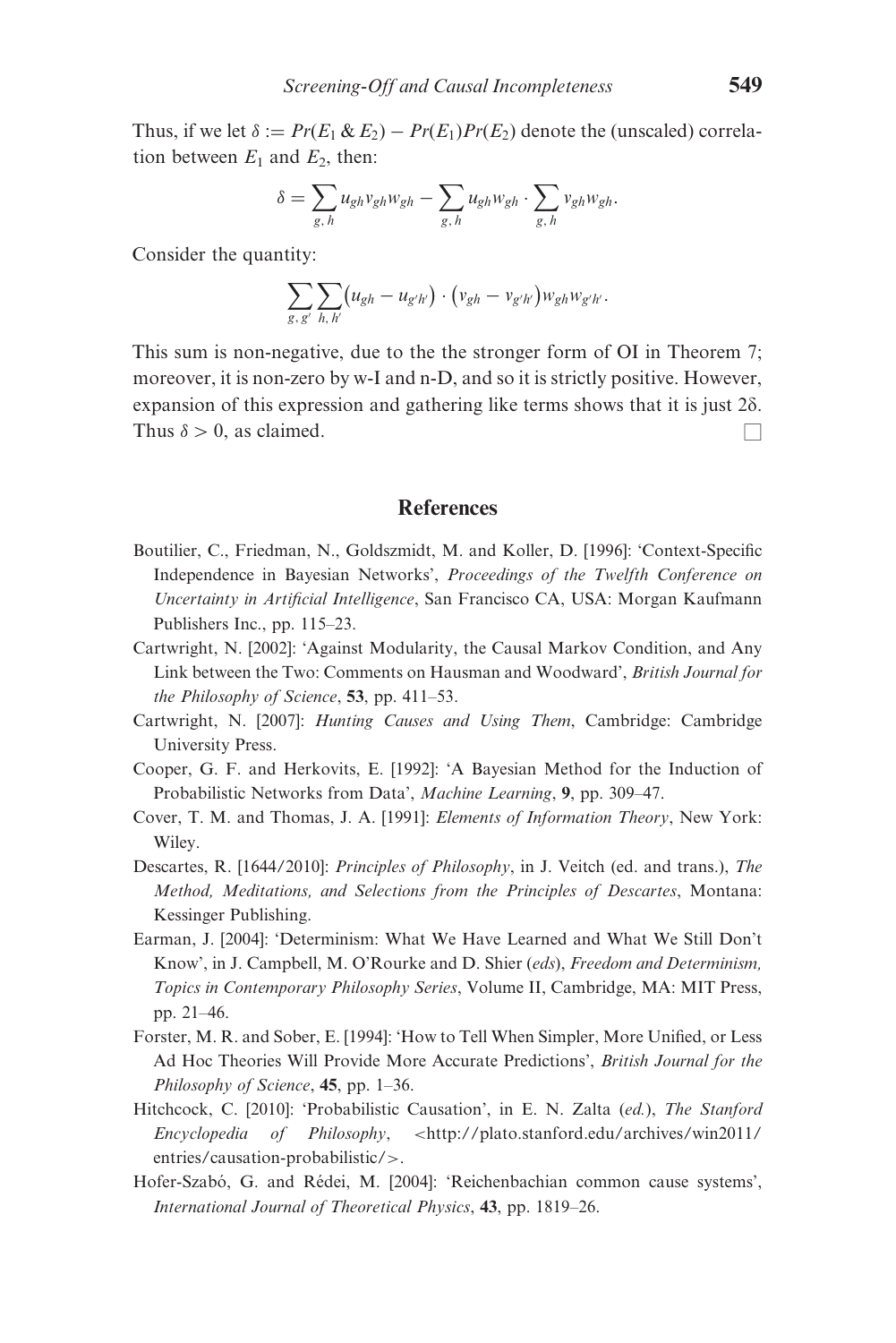Thus, if we let $\delta := Pr(E_1 \,\&\, E_2) - Pr(E_1)Pr(E_2)$ denote the (unscaled) correlation between $E_1$ and $E_2$, then:

$$\delta = \sum_{g,h} u_{gh} v_{gh} w_{gh} - \sum_{g,h} u_{gh} w_{gh} \cdot \sum_{g,h} v_{gh} w_{gh}.$$

Consider the quantity:

$$\sum_{g,g'} \sum_{h,h'} \left(u_{gh} - u_{g'h'}\right) \cdot \left(v_{gh} - v_{g'h'}\right) w_{gh} w_{g'h'}.$$

This sum is non-negative, due to the the stronger form of OI in Theorem 7; moreover, it is non-zero by w-I and n-D, and so it is strictly positive. However, expansion of this expression and gathering like terms shows that it is just $2\delta$. Thus $\delta > 0$, as claimed. □

## References

Boutilier, C., Friedman, N., Goldszmidt, M. and Koller, D. [1996]: 'Context-Specific Independence in Bayesian Networks', *Proceedings of the Twelfth Conference on Uncertainty in Artificial Intelligence*, San Francisco CA, USA: Morgan Kaufmann Publishers Inc., pp. 115–23.

Cartwright, N. [2002]: 'Against Modularity, the Causal Markov Condition, and Any Link between the Two: Comments on Hausman and Woodward', *British Journal for the Philosophy of Science*, **53**, pp. 411–53.

Cartwright, N. [2007]: *Hunting Causes and Using Them*, Cambridge: Cambridge University Press.

Cooper, G. F. and Herkovits, E. [1992]: 'A Bayesian Method for the Induction of Probabilistic Networks from Data', *Machine Learning*, **9**, pp. 309–47.

Cover, T. M. and Thomas, J. A. [1991]: *Elements of Information Theory*, New York: Wiley.

Descartes, R. [1644/2010]: *Principles of Philosophy*, in J. Veitch (ed. and trans.), *The Method, Meditations, and Selections from the Principles of Descartes*, Montana: Kessinger Publishing.

Earman, J. [2004]: 'Determinism: What We Have Learned and What We Still Don't Know', in J. Campbell, M. O'Rourke and D. Shier (*eds*), *Freedom and Determinism, Topics in Contemporary Philosophy Series*, Volume II, Cambridge, MA: MIT Press, pp. 21–46.

Forster, M. R. and Sober, E. [1994]: 'How to Tell When Simpler, More Unified, or Less Ad Hoc Theories Will Provide More Accurate Predictions', *British Journal for the Philosophy of Science*, **45**, pp. 1–36.

Hitchcock, C. [2010]: 'Probabilistic Causation', in E. N. Zalta (*ed.*), *The Stanford Encyclopedia of Philosophy*, <http://plato.stanford.edu/archives/win2011/entries/causation-probabilistic/>.

Hofer-Szabó, G. and Rédei, M. [2004]: 'Reichenbachian common cause systems', *International Journal of Theoretical Physics*, **43**, pp. 1819–26.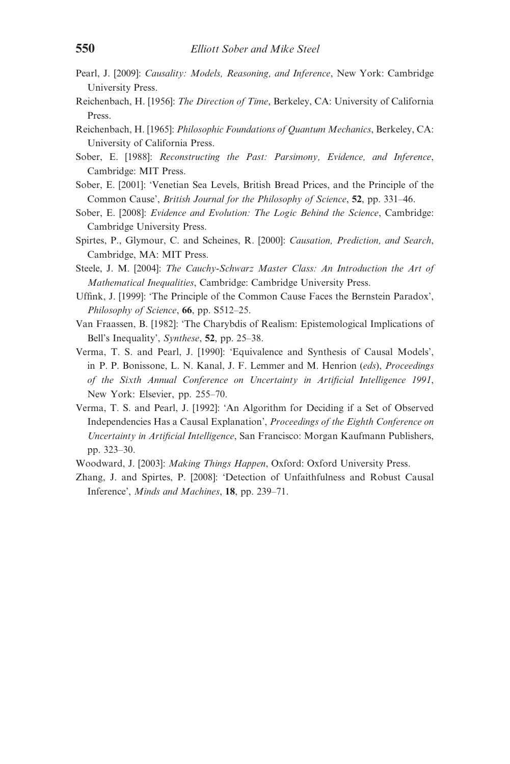Pearl, J. [2009]: *Causality: Models, Reasoning, and Inference*, New York: Cambridge University Press.

Reichenbach, H. [1956]: *The Direction of Time*, Berkeley, CA: University of California Press.

Reichenbach, H. [1965]: *Philosophic Foundations of Quantum Mechanics*, Berkeley, CA: University of California Press.

Sober, E. [1988]: *Reconstructing the Past: Parsimony, Evidence, and Inference*, Cambridge: MIT Press.

Sober, E. [2001]: 'Venetian Sea Levels, British Bread Prices, and the Principle of the Common Cause', *British Journal for the Philosophy of Science*, **52**, pp. 331–46.

Sober, E. [2008]: *Evidence and Evolution: The Logic Behind the Science*, Cambridge: Cambridge University Press.

Spirtes, P., Glymour, C. and Scheines, R. [2000]: *Causation, Prediction, and Search*, Cambridge, MA: MIT Press.

Steele, J. M. [2004]: *The Cauchy-Schwarz Master Class: An Introduction the Art of Mathematical Inequalities*, Cambridge: Cambridge University Press.

Uffink, J. [1999]: 'The Principle of the Common Cause Faces the Bernstein Paradox', *Philosophy of Science*, **66**, pp. S512–25.

Van Fraassen, B. [1982]: 'The Charybdis of Realism: Epistemological Implications of Bell's Inequality', *Synthese*, **52**, pp. 25–38.

Verma, T. S. and Pearl, J. [1990]: 'Equivalence and Synthesis of Causal Models', in P. P. Bonissone, L. N. Kanal, J. F. Lemmer and M. Henrion (*eds*), *Proceedings of the Sixth Annual Conference on Uncertainty in Artificial Intelligence 1991*, New York: Elsevier, pp. 255–70.

Verma, T. S. and Pearl, J. [1992]: 'An Algorithm for Deciding if a Set of Observed Independencies Has a Causal Explanation', *Proceedings of the Eighth Conference on Uncertainty in Artificial Intelligence*, San Francisco: Morgan Kaufmann Publishers, pp. 323–30.

Woodward, J. [2003]: *Making Things Happen*, Oxford: Oxford University Press.

Zhang, J. and Spirtes, P. [2008]: 'Detection of Unfaithfulness and Robust Causal Inference', *Minds and Machines*, **18**, pp. 239–71.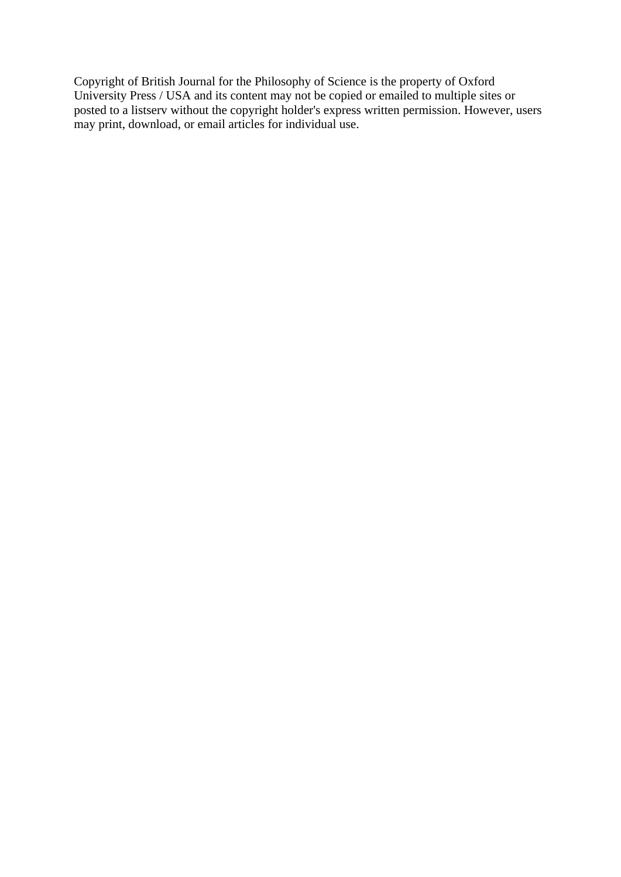Copyright of British Journal for the Philosophy of Science is the property of Oxford University Press / USA and its content may not be copied or emailed to multiple sites or posted to a listserv without the copyright holder's express written permission. However, users may print, download, or email articles for individual use.